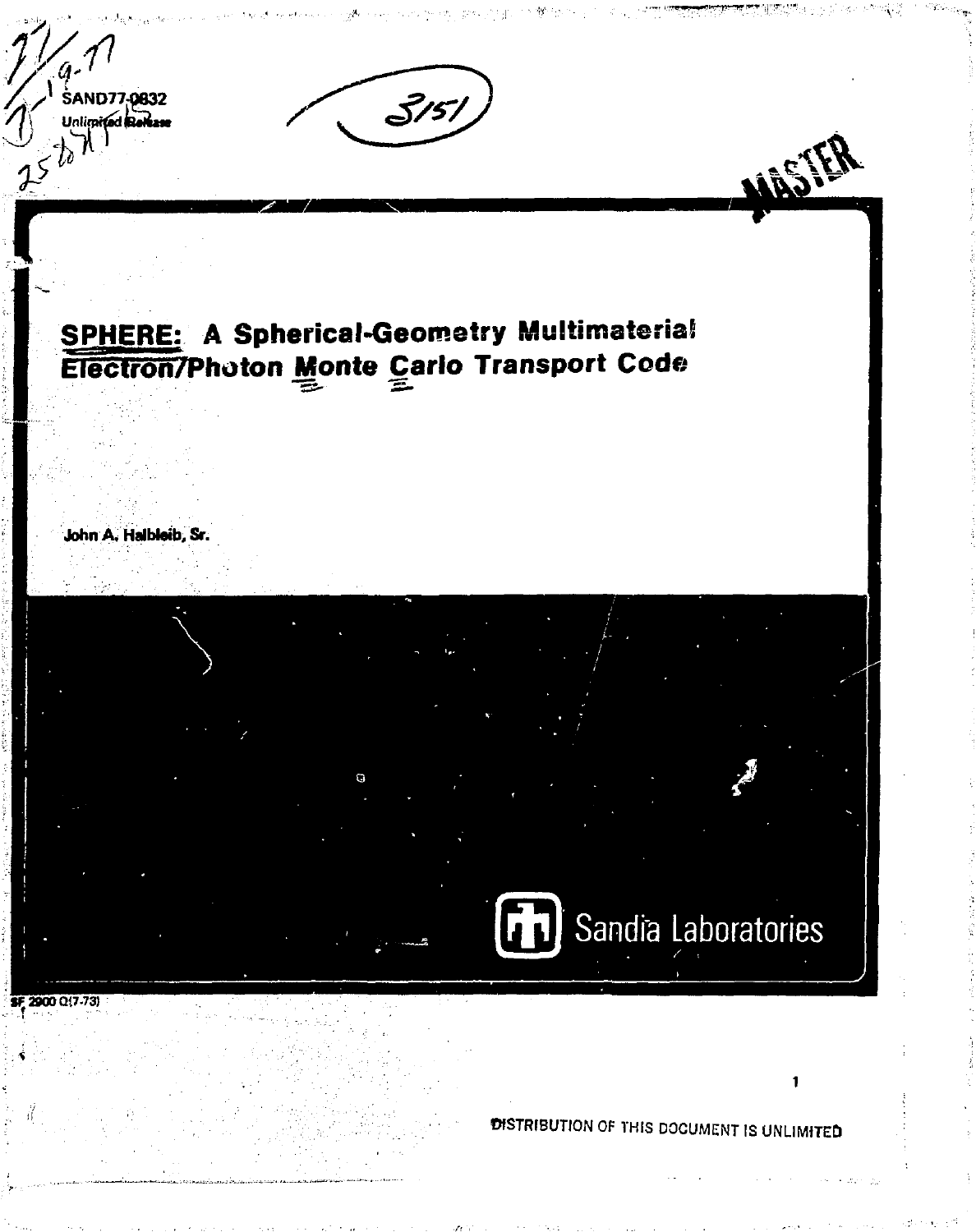SAND77-0832
Unlimited Release

MASTER

# SPHERE: A Spherical-Geometry Multimaterial Electron/Photon Monte Carlo Transport Code

John A. Halbleib, Sr.

Sandia Laboratories

SF 2900 Q(7-73)

DISTRIBUTION OF THIS DOCUMENT IS UNLIMITED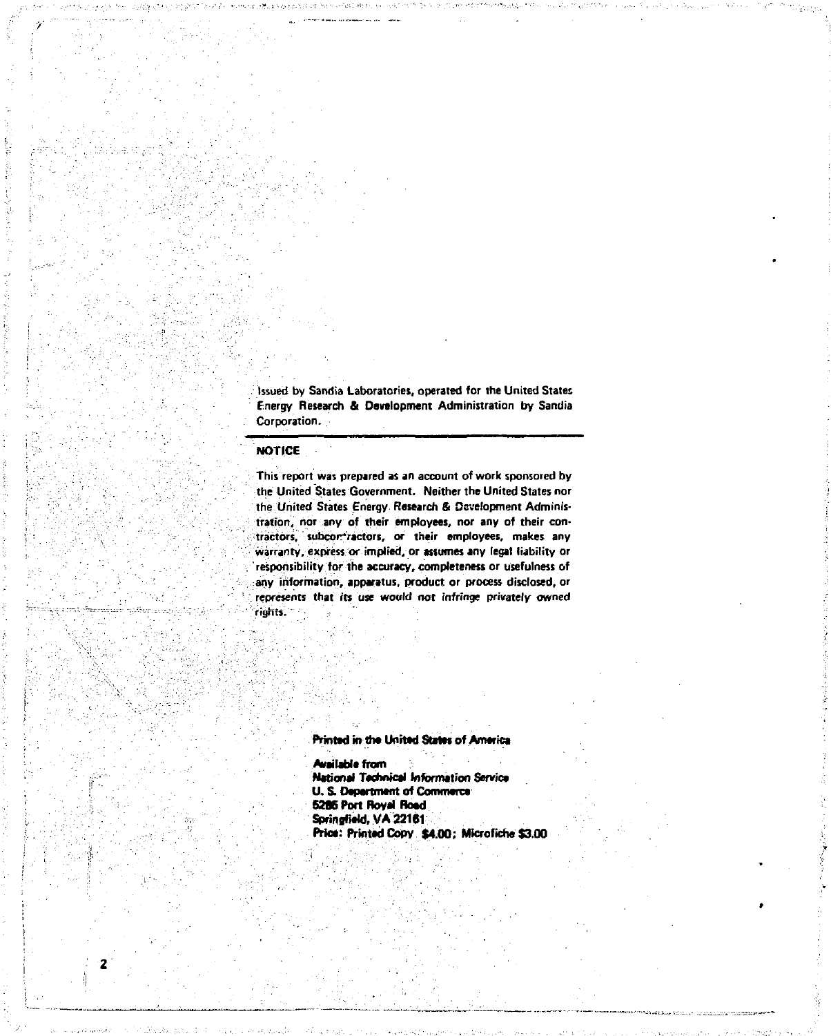Issued by Sandia Laboratories, operated for the United States Energy Research & Development Administration by Sandia Corporation.

---

**NOTICE**

This report was prepared as an account of work sponsored by the United States Government. Neither the United States nor the United States Energy Research & Development Administration, nor any of their employees, nor any of their contractors, subcontractors, or their employees, makes any warranty, express or implied, or assumes any legal liability or responsibility for the accuracy, completeness or usefulness of any information, apparatus, product or process disclosed, or represents that its use would not infringe privately owned rights.

**Printed in the United States of America**

**Available from**
**National Technical Information Service**
**U. S. Department of Commerce**
**5285 Port Royal Road**
**Springfield, VA 22161**
**Price: Printed Copy $4.00; Microfiche $3.00**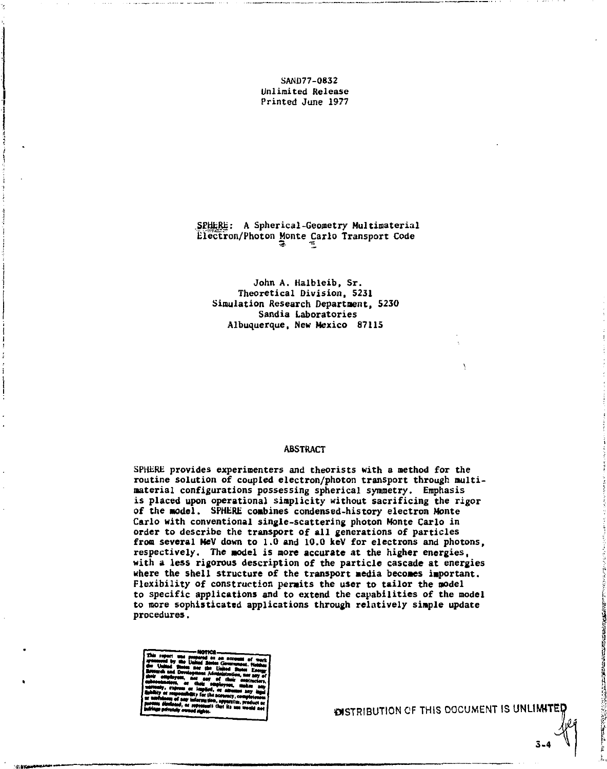SAND77-0832
Unlimited Release
Printed June 1977

# SPHERE: A Spherical-Geometry Multimaterial Electron/Photon Monte Carlo Transport Code

John A. Halbleib, Sr.
Theoretical Division, 5231
Simulation Research Department, 5230
Sandia Laboratories
Albuquerque, New Mexico 87115

## ABSTRACT

SPHERE provides experimenters and theorists with a method for the routine solution of coupled electron/photon transport through multimaterial configurations possessing spherical symmetry. Emphasis is placed upon operational simplicity without sacrificing the rigor of the model. SPHERE combines condensed-history electron Monte Carlo with conventional single-scattering photon Monte Carlo in order to describe the transport of all generations of particles from several MeV down to 1.0 and 10.0 keV for electrons and photons, respectively. The model is more accurate at the higher energies, with a less rigorous description of the particle cascade at energies where the shell structure of the transport media becomes important. Flexibility of construction permits the user to tailor the model to specific applications and to extend the capabilities of the model to more sophisticated applications through relatively simple update procedures.

NOTICE
This report was prepared as an account of work sponsored by the United States Government. Neither the United States nor the United States Energy Research and Development Administration, nor any of their employees, nor any of their contractors, subcontractors, or their employees, makes any warranty, express or implied, or assumes any legal liability or responsibility for the accuracy, completeness or usefulness of any information, apparatus, product or process disclosed, or represents that its use would not infringe privately owned rights.

DISTRIBUTION OF THIS DOCUMENT IS UNLIMITED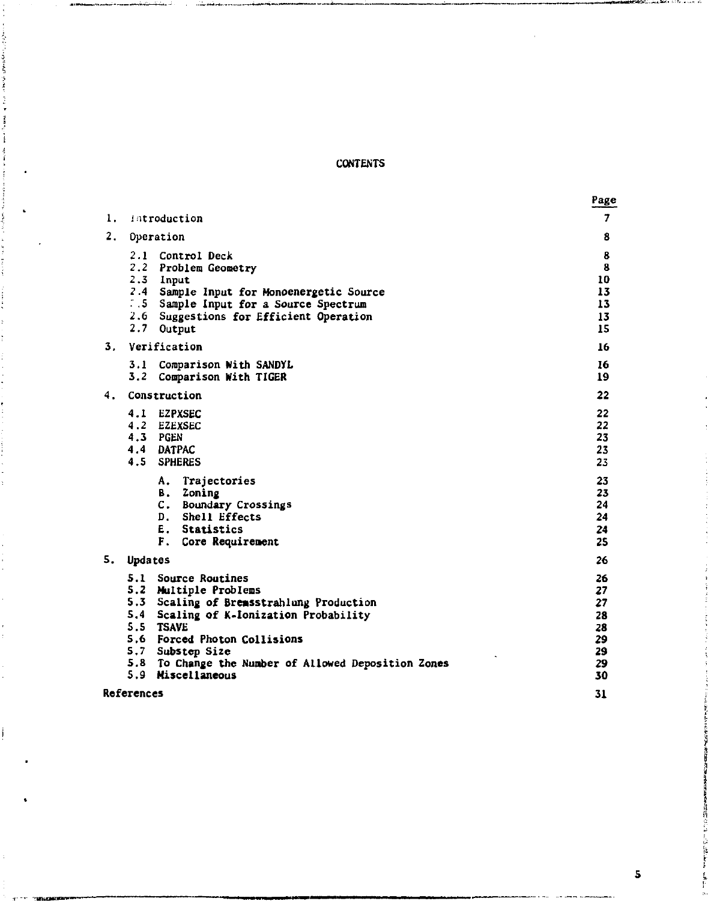# CONTENTS

| | | Page |
|---|---|---|
| 1. | Introduction | 7 |
| 2. | Operation | 8 |
| | 2.1 Control Deck | 8 |
| | 2.2 Problem Geometry | 8 |
| | 2.3 Input | 10 |
| | 2.4 Sample Input for Monoenergetic Source | 13 |
| | 2.5 Sample Input for a Source Spectrum | 13 |
| | 2.6 Suggestions for Efficient Operation | 13 |
| | 2.7 Output | 15 |
| 3. | Verification | 16 |
| | 3.1 Comparison With SANDYL | 16 |
| | 3.2 Comparison With TIGER | 19 |
| 4. | Construction | 22 |
| | 4.1 EZPXSEC | 22 |
| | 4.2 EZEXSEC | 22 |
| | 4.3 PGEN | 23 |
| | 4.4 DATPAC | 23 |
| | 4.5 SPHERES | 23 |
| | A. Trajectories | 23 |
| | B. Zoning | 23 |
| | C. Boundary Crossings | 24 |
| | D. Shell Effects | 24 |
| | E. Statistics | 24 |
| | F. Core Requirement | 25 |
| 5. | Updates | 26 |
| | 5.1 Source Routines | 26 |
| | 5.2 Multiple Problems | 27 |
| | 5.3 Scaling of Bremsstrahlung Production | 27 |
| | 5.4 Scaling of K-Ionization Probability | 28 |
| | 5.5 TSAVE | 28 |
| | 5.6 Forced Photon Collisions | 29 |
| | 5.7 Substep Size | 29 |
| | 5.8 To Change the Number of Allowed Deposition Zones | 29 |
| | 5.9 Miscellaneous | 30 |
| References | | 31 |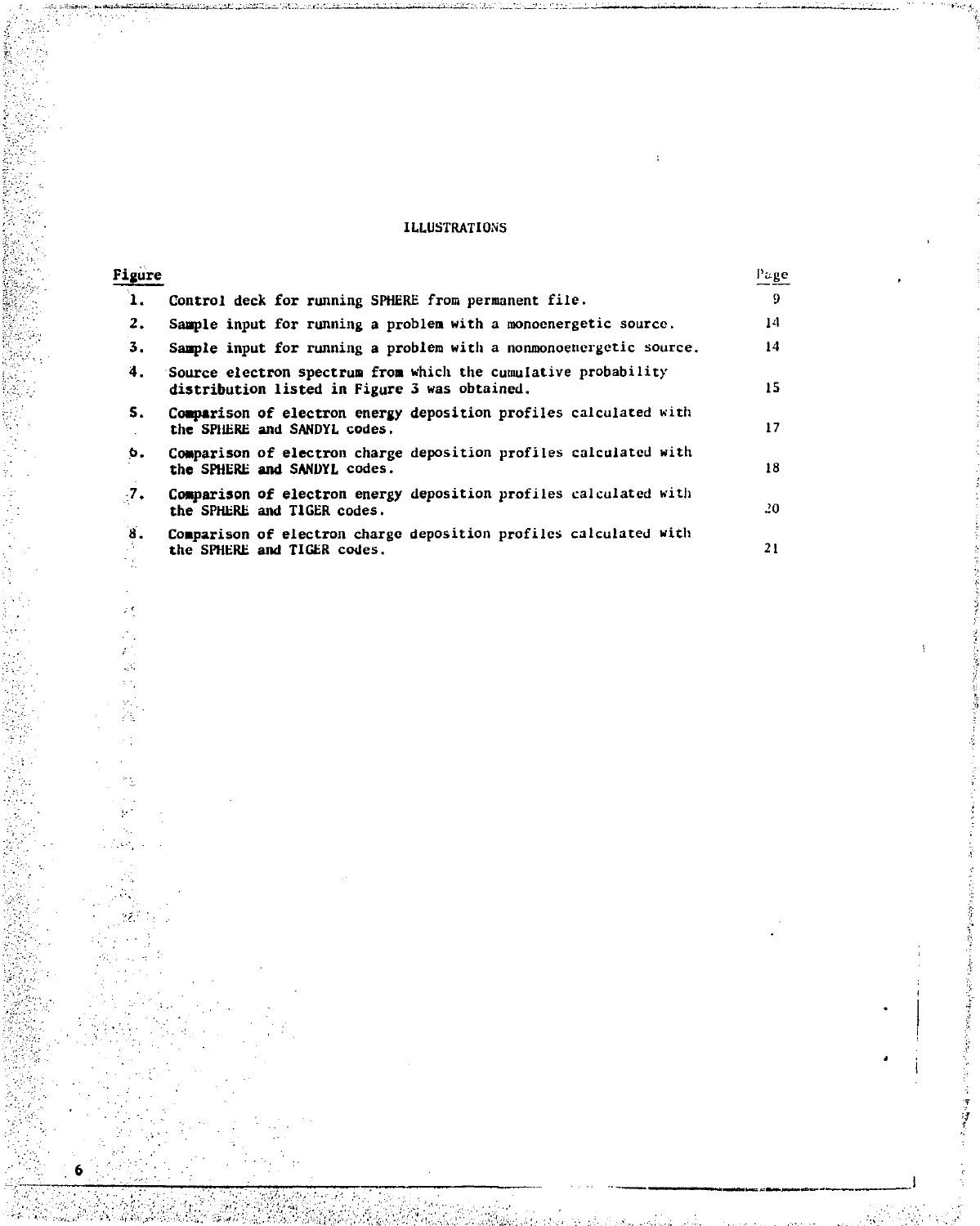# ILLUSTRATIONS

| Figure | | Page |
|---|---|---|
| 1. | Control deck for running SPHERE from permanent file. | 9 |
| 2. | Sample input for running a problem with a monoenergetic source. | 14 |
| 3. | Sample input for running a problem with a nonmonoenergetic source. | 14 |
| 4. | Source electron spectrum from which the cumulative probability distribution listed in Figure 3 was obtained. | 15 |
| 5. | Comparison of electron energy deposition profiles calculated with the SPHERE and SANDYL codes. | 17 |
| 6. | Comparison of electron charge deposition profiles calculated with the SPHERE and SANDYL codes. | 18 |
| 7. | Comparison of electron energy deposition profiles calculated with the SPHERE and TIGER codes. | 20 |
| 8. | Comparison of electron charge deposition profiles calculated with the SPHERE and TIGER codes. | 21 |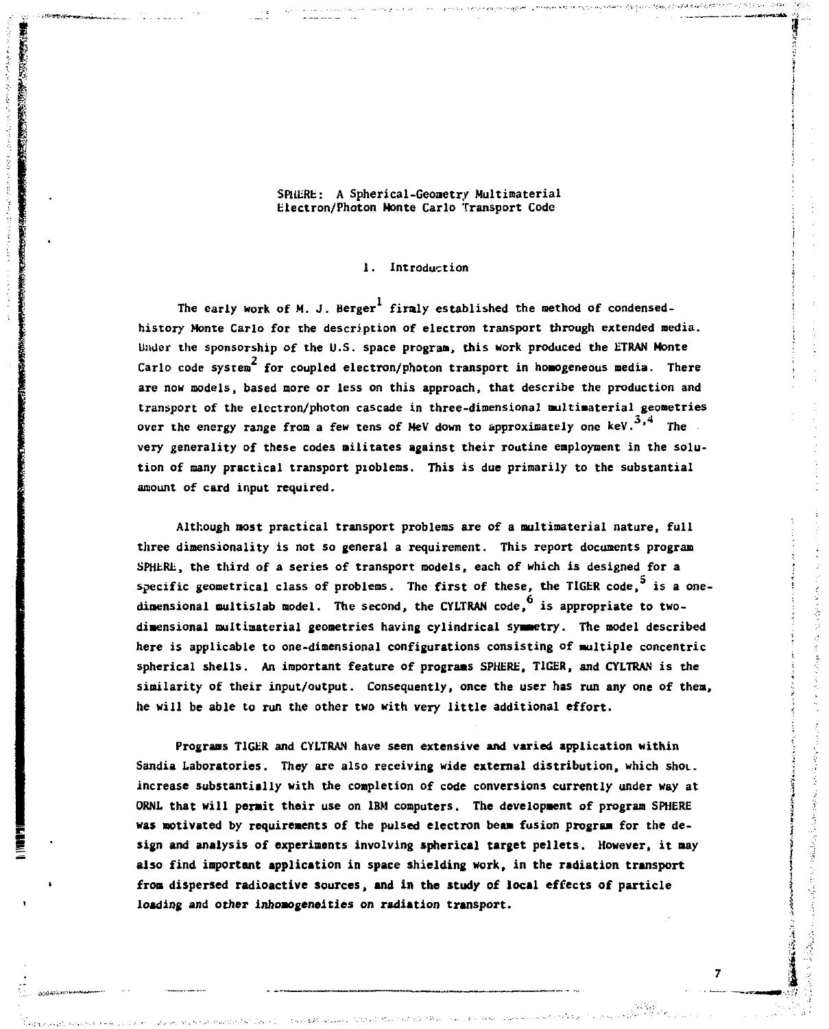# SPHERE: A Spherical-Geometry Multimaterial Electron/Photon Monte Carlo Transport Code

## 1. Introduction

The early work of M. J. Berger[1] firmly established the method of condensed-history Monte Carlo for the description of electron transport through extended media. Under the sponsorship of the U.S. space program, this work produced the ETRAN Monte Carlo code system[2] for coupled electron/photon transport in homogeneous media. There are now models, based more or less on this approach, that describe the production and transport of the electron/photon cascade in three-dimensional multimaterial geometries over the energy range from a few tens of MeV down to approximately one keV.[3,4] The very generality of these codes militates against their routine employment in the solution of many practical transport problems. This is due primarily to the substantial amount of card input required.

Although most practical transport problems are of a multimaterial nature, full three dimensionality is not so general a requirement. This report documents program SPHERE, the third of a series of transport models, each of which is designed for a specific geometrical class of problems. The first of these, the TIGER code,[5] is a one-dimensional multislab model. The second, the CYLTRAN code,[6] is appropriate to two-dimensional multimaterial geometries having cylindrical symmetry. The model described here is applicable to one-dimensional configurations consisting of multiple concentric spherical shells. An important feature of programs SPHERE, TIGER, and CYLTRAN is the similarity of their input/output. Consequently, once the user has run any one of them, he will be able to run the other two with very little additional effort.

Programs TIGER and CYLTRAN have seen extensive and varied application within Sandia Laboratories. They are also receiving wide external distribution, which shou. increase substantially with the completion of code conversions currently under way at ORNL that will permit their use on IBM computers. The development of program SPHERE was motivated by requirements of the pulsed electron beam fusion program for the design and analysis of experiments involving spherical target pellets. However, it may also find important application in space shielding work, in the radiation transport from dispersed radioactive sources, and in the study of local effects of particle loading and other inhomogeneities on radiation transport.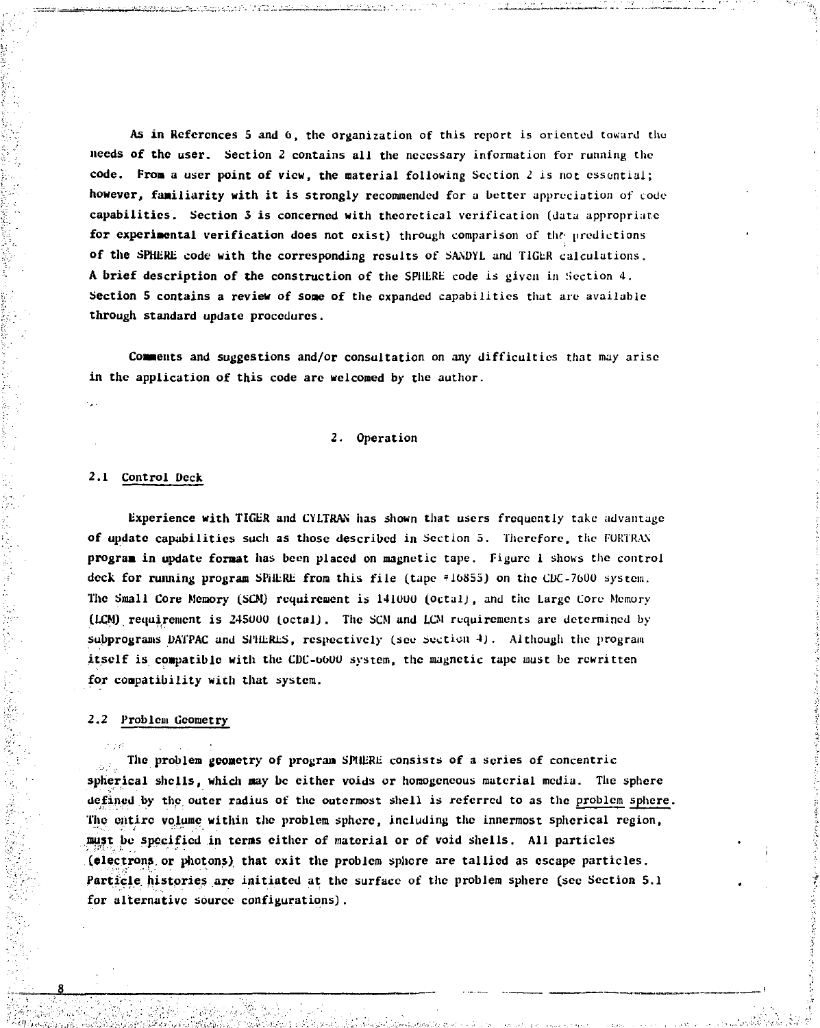As in References 5 and 6, the organization of this report is oriented toward the needs of the user. Section 2 contains all the necessary information for running the code. From a user point of view, the material following Section 2 is not essential; however, familiarity with it is strongly recommended for a better appreciation of code capabilities. Section 3 is concerned with theoretical verification (data appropriate for experimental verification does not exist) through comparison of the predictions of the SPHERE code with the corresponding results of SANDYL and TIGER calculations. A brief description of the construction of the SPHERE code is given in Section 4. Section 5 contains a review of some of the expanded capabilities that are available through standard update procedures.

Comments and suggestions and/or consultation on any difficulties that may arise in the application of this code are welcomed by the author.

## 2. Operation

### 2.1 Control Deck

Experience with TIGER and CYLTRAN has shown that users frequently take advantage of update capabilities such as those described in Section 5. Therefore, the FORTRAN program in update format has been placed on magnetic tape. Figure 1 shows the control deck for running program SPHERE from this file (tape #16855) on the CDC-7600 system. The Small Core Memory (SCM) requirement is 141000 (octal), and the Large Core Memory (LCM) requirement is 245000 (octal). The SCM and LCM requirements are determined by subprograms DATPAC and SPHERES, respectively (see Section 4). Although the program itself is compatible with the CDC-6600 system, the magnetic tape must be rewritten for compatibility with that system.

### 2.2 Problem Geometry

The problem geometry of program SPHERE consists of a series of concentric spherical shells, which may be either voids or homogeneous material media. The sphere defined by the outer radius of the outermost shell is referred to as the problem sphere. The entire volume within the problem sphere, including the innermost spherical region, must be specified in terms either of material or of void shells. All particles (electrons or photons) that exit the problem sphere are tallied as escape particles. Particle histories are initiated at the surface of the problem sphere (see Section 5.1 for alternative source configurations).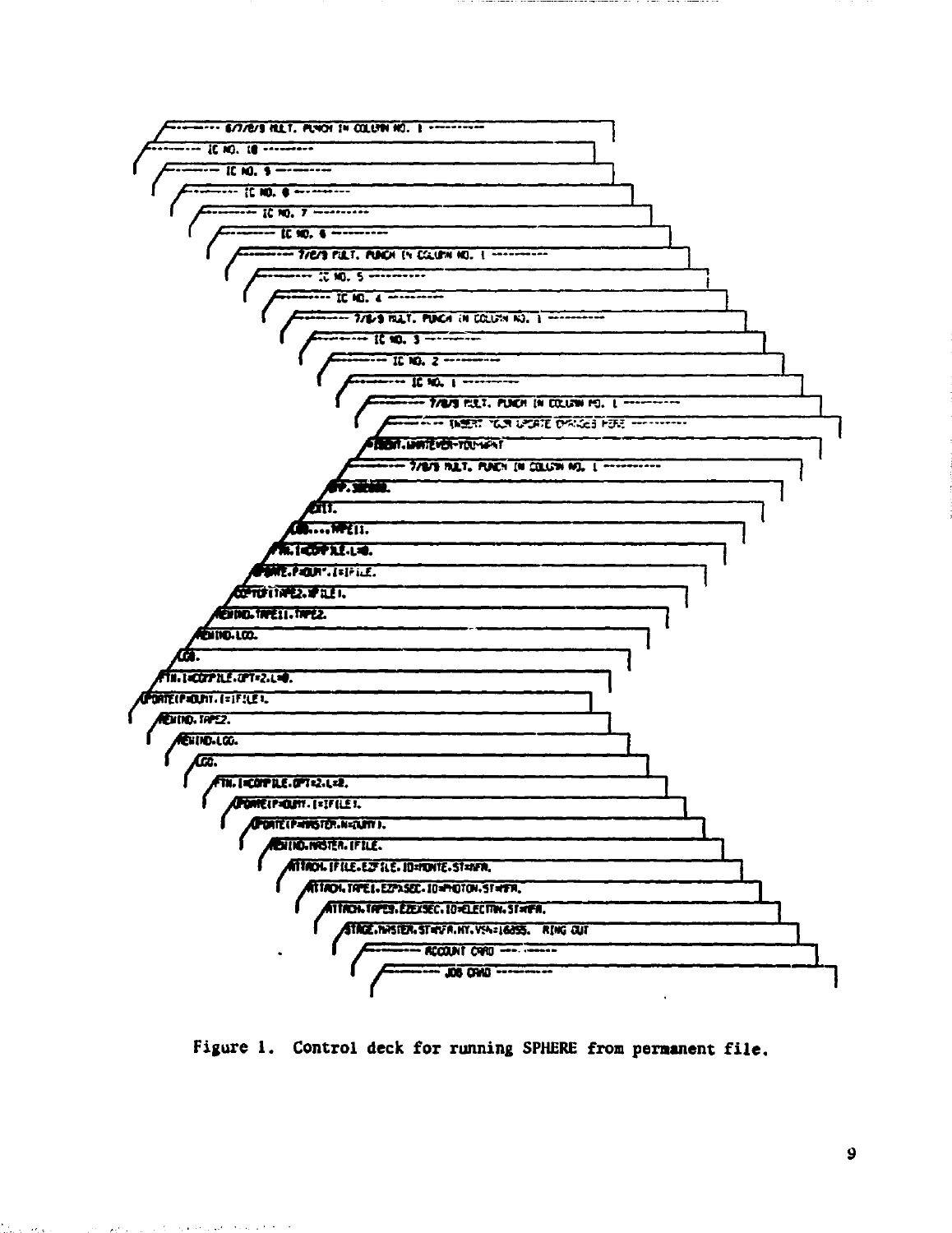```
-------- 6/7/8/9 MULT. PUNCH IN COLUMN NO. 1 ----------
-------- IC NO. 10 --------
-------- IC NO. 9 --------
-------- IC NO. 8 --------
-------- IC NO. 7 --------
-------- IC NO. 6 --------
-------- 7/8/9 MULT. PUNCH IN COLUMN NO. 1 ----------
-------- IC NO. 5 --------
-------- IC NO. 4 --------
-------- 7/8/9 MULT. PUNCH IN COLUMN NO. 1 ----------
-------- IC NO. 3 --------
-------- IC NO. 2 --------
-------- IC NO. 1 --------
-------- 7/8/9 MULT. PUNCH IN COLUMN NO. 1 ----------
-------- INSERT YOUR UPDATE CHANGES HERE ----------
*IDENT.WHATEVER-YOU-WANT
-------- 7/8/9 MULT. PUNCH IN COLUMN NO. 1 ----------
DMP.300000.
EXIT.
LGO,...TAPE11.
FTN,I=COMPILE,L=0.
UPDATE,P=DUMY,I=IFILE.
COPYCF(TAPE2,IFILE1)
REWIND,TAPE11,TAPE2.
REWIND,LGO.
LGO.
FTN,I=COMPILE,OPT=2,L=0.
UPDATE(P=DUMY,I=IFILE1)
REWIND,TAPE2.
REWIND,LGO.
LGO.
FTN,I=COMPILE,OPT=2,L=0.
UPDATE(P=DUMY,I=IFILE1)
UPDATE(P=MASTER,N=DUMY)
REWIND,MASTER,IFILE.
ATTACH,IFILE,EZFILE,ID=MONTE,ST=NFR.
ATTACH,TAPE1,EZPXSEC,ID=PHOTON,ST=NFR.
ATTACH,TAPE9,EZEXSEC,ID=ELECTRN,ST=NFR.
STAGE,MASTER,ST=NFR,NT,VSN=16855.   RING OUT
-------- ACCOUNT CARD --------
-------- JOB CARD --------
```

Figure 1. Control deck for running SPHERE from permanent file.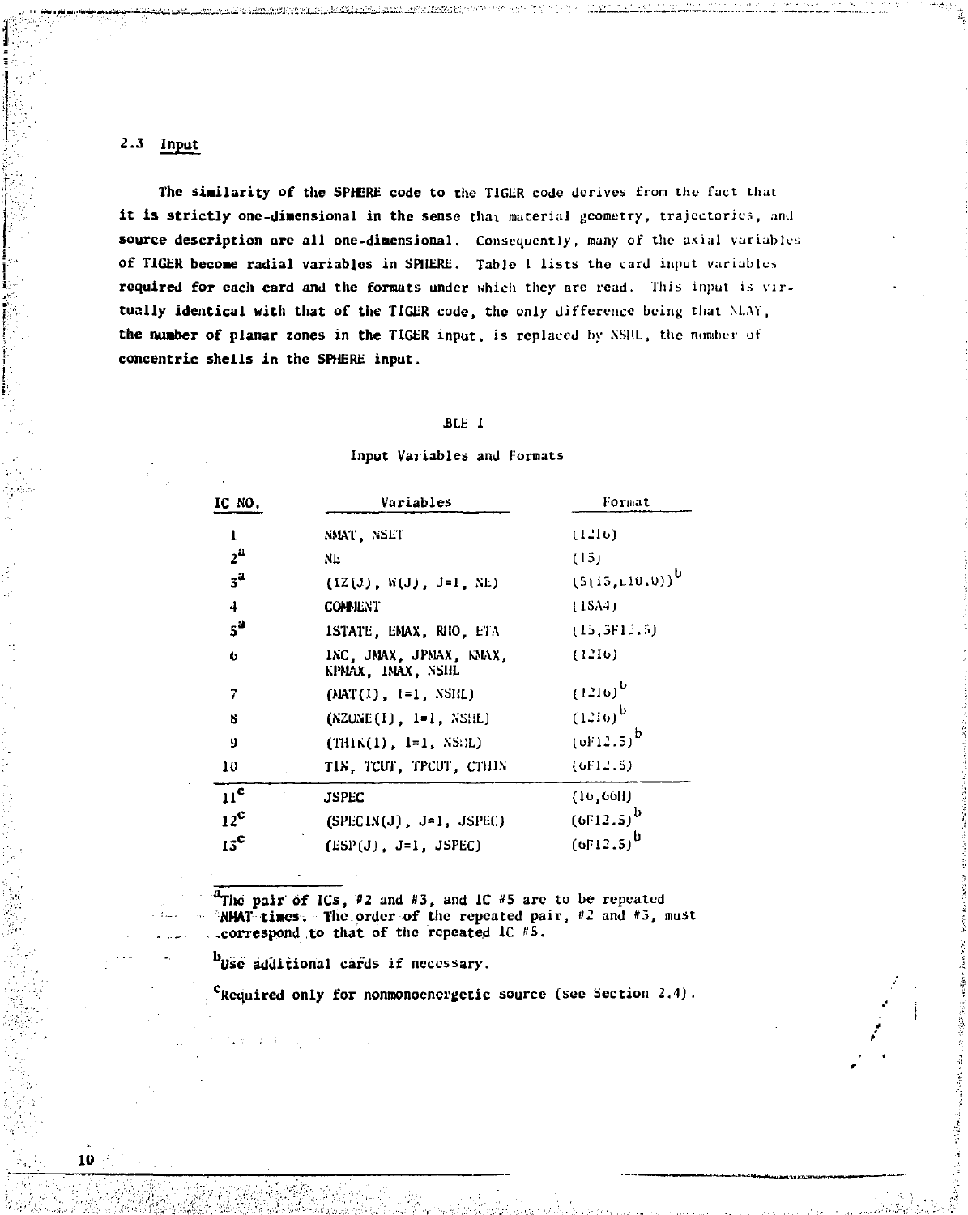## 2.3 Input

The similarity of the SPHERE code to the TIGER code derives from the fact that it is strictly one-dimensional in the sense that material geometry, trajectories, and source description are all one-dimensional. Consequently, many of the axial variables of TIGER become radial variables in SPHERE. Table I lists the card input variables required for each card and the formats under which they are read. This input is virtually identical with that of the TIGER code, the only difference being that NLAY, the number of planar zones in the TIGER input, is replaced by NSHL, the number of concentric shells in the SPHERE input.

TABLE I

Input Variables and Formats

| IC NO. | Variables | Format |
|---|---|---|
| 1 | NMAT, NSET | (12I6) |
| 2[a] | NE | (I5) |
| 3[a] | (IZ(J), W(J), J=1, NE) | (5(I5,E10.0))[b] |
| 4 | COMMENT | (18A4) |
| 5[a] | ISTATE, EMAX, RHO, ETA | (I5,3F12.5) |
| 6 | INC, JMAX, JPMAX, KMAX, KPMAX, IMAX, NSHL | (12I6) |
| 7 | (MAT(I), I=1, NSHL) | (12I6)[b] |
| 8 | (NZONE(I), I=1, NSHL) | (12I6)[b] |
| 9 | (THIK(I), I=1, NSHL) | (6F12.5)[b] |
| 10 | TIN, TCUT, TPCUT, CTHIN | (6F12.5) |
| 11[c] | JSPEC | (I6,66H) |
| 12[c] | (SPECIN(J), J=1, JSPEC) | (6F12.5)[b] |
| 13[c] | (ESP(J), J=1, JSPEC) | (6F12.5)[b] |

[a]The pair of ICs, #2 and #3, and IC #5 are to be repeated NMAT times. The order of the repeated pair, #2 and #3, must correspond to that of the repeated IC #5.

[b]Use additional cards if necessary.

[c]Required only for nonmonoenergetic source (see Section 2.4).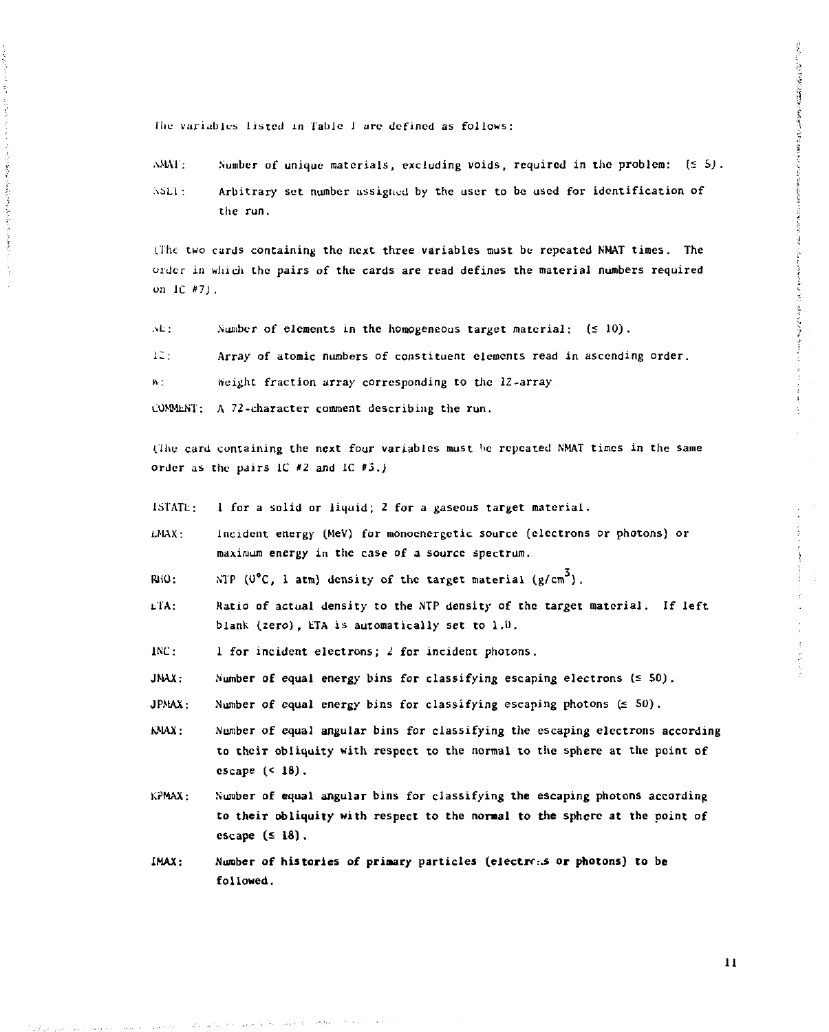The variables listed in Table I are defined as follows:

NMAT: Number of unique materials, excluding voids, required in the problem: (≤ 5).

NSET: Arbitrary set number assigned by the user to be used for identification of the run.

(The two cards containing the next three variables must be repeated NMAT times. The order in which the pairs of the cards are read defines the material numbers required on IC #7).

NE: Number of elements in the homogeneous target material: (≤ 10).

IZ: Array of atomic numbers of constituent elements read in ascending order.

W: Weight fraction array corresponding to the IZ-array.

COMMENT: A 72-character comment describing the run.

(The card containing the next four variables must be repeated NMAT times in the same order as the pairs IC #2 and IC #3.)

ISTATE: 1 for a solid or liquid; 2 for a gaseous target material.

EMAX: Incident energy (MeV) for monoenergetic source (electrons or photons) or maximum energy in the case of a source spectrum.

RHO: NTP (0°C, 1 atm) density of the target material (g/cm$^3$).

ETA: Ratio of actual density to the NTP density of the target material. If left blank (zero), ETA is automatically set to 1.0.

INC: 1 for incident electrons; 2 for incident photons.

JMAX: Number of equal energy bins for classifying escaping electrons (≤ 50).

JPMAX: Number of equal energy bins for classifying escaping photons (≤ 50).

KMAX: Number of equal angular bins for classifying the escaping electrons according to their obliquity with respect to the normal to the sphere at the point of escape (< 18).

KPMAX: Number of equal angular bins for classifying the escaping photons according to their obliquity with respect to the normal to the sphere at the point of escape (≤ 18).

IMAX: Number of histories of primary particles (electrons or photons) to be followed.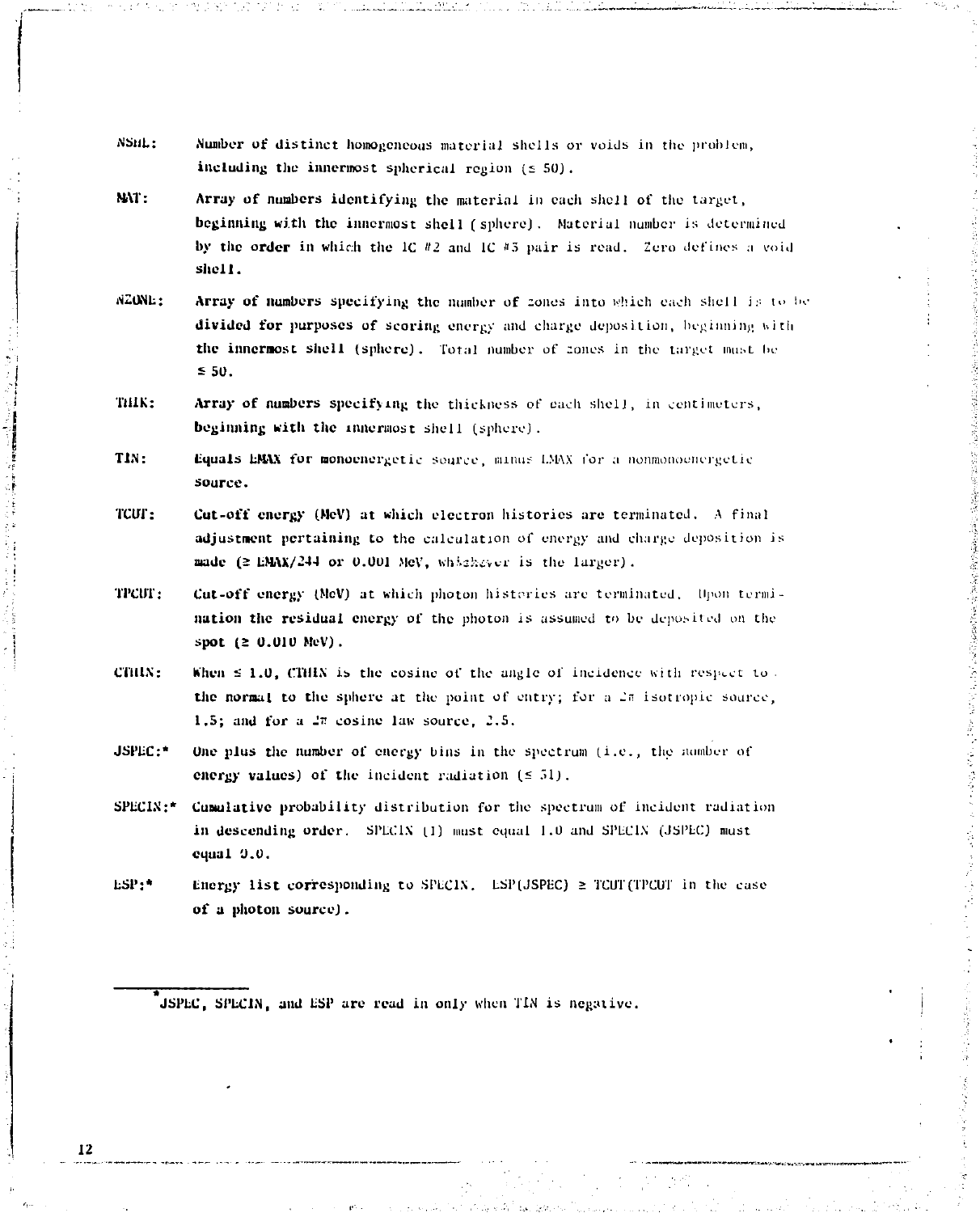NSHL: Number of distinct homogeneous material shells or voids in the problem, including the innermost spherical region (≤ 50).

MAT: Array of numbers identifying the material in each shell of the target, beginning with the innermost shell (sphere). Material number is determined by the order in which the 1C #2 and 1C #3 pair is read. Zero defines a void shell.

NZONE: Array of numbers specifying the number of zones into which each shell is to be divided for purposes of scoring energy and charge deposition, beginning with the innermost shell (sphere). Total number of zones in the target must be ≤ 50.

THIK: Array of numbers specifying the thickness of each shell, in centimeters, beginning with the innermost shell (sphere).

TIN: Equals EMAX for monoenergetic source, minus EMAX for a nonmonoenergetic source.

TCUT: Cut-off energy (MeV) at which electron histories are terminated. A final adjustment pertaining to the calculation of energy and charge deposition is made (≥ EMAX/244 or 0.001 MeV, whichever is the larger).

TPCUT: Cut-off energy (MeV) at which photon histories are terminated. Upon termination the residual energy of the photon is assumed to be deposited on the spot (≥ 0.010 MeV).

CTHIN: When ≤ 1.0, CTHIN is the cosine of the angle of incidence with respect to the normal to the sphere at the point of entry; for a $2\pi$ isotropic source, 1.5; and for a $2\pi$ cosine law source, 2.5.

JSPEC:* One plus the number of energy bins in the spectrum (i.e., the number of energy values) of the incident radiation (≤ 51).

SPECIN:* Cumulative probability distribution for the spectrum of incident radiation in descending order. SPECIN (1) must equal 1.0 and SPECIN (JSPEC) must equal 0.0.

ESP:* Energy list corresponding to SPECIN. ESP(JSPEC) ≥ TCUT(TPCUT in the case of a photon source).

---

*JSPEC, SPECIN, and ESP are read in only when TIN is negative.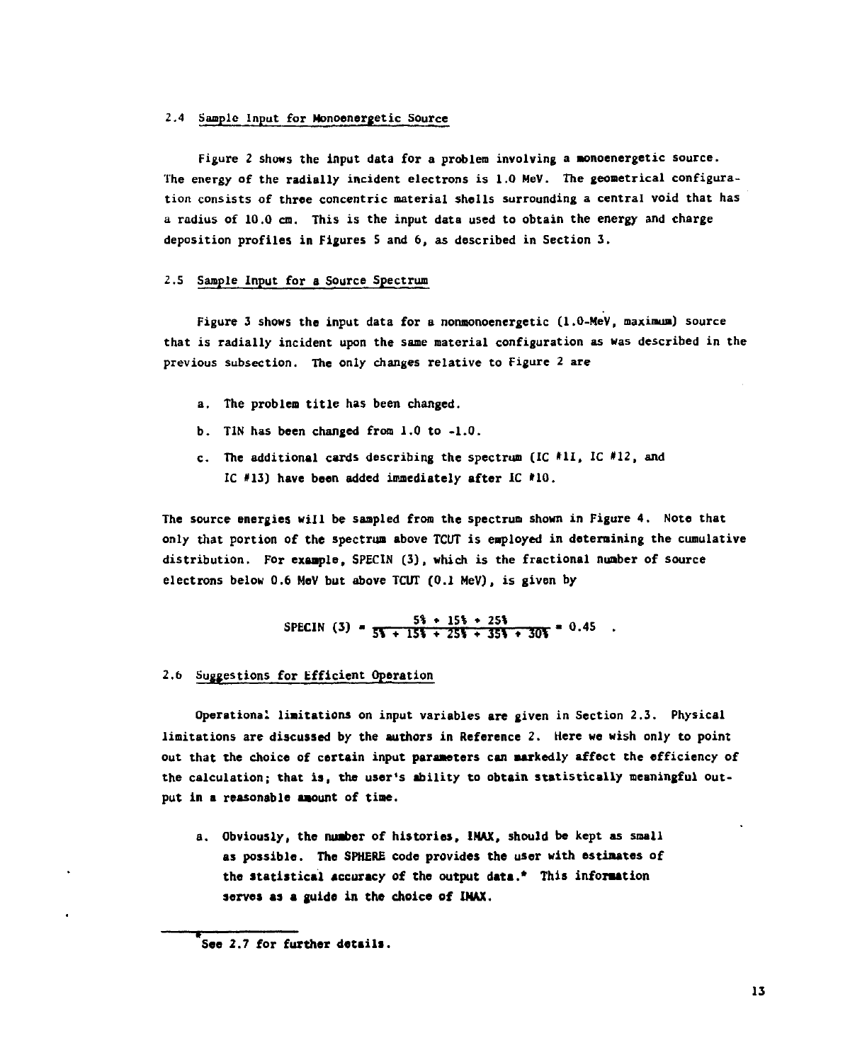### 2.4 Sample Input for Monoenergetic Source

Figure 2 shows the input data for a problem involving a monoenergetic source. The energy of the radially incident electrons is 1.0 MeV. The geometrical configuration consists of three concentric material shells surrounding a central void that has a radius of 10.0 cm. This is the input data used to obtain the energy and charge deposition profiles in Figures 5 and 6, as described in Section 3.

### 2.5 Sample Input for a Source Spectrum

Figure 3 shows the input data for a nonmonoenergetic (1.0-MeV, maximum) source that is radially incident upon the same material configuration as was described in the previous subsection. The only changes relative to Figure 2 are

a. The problem title has been changed.

b. TIN has been changed from 1.0 to -1.0.

c. The additional cards describing the spectrum (IC #11, IC #12, and IC #13) have been added immediately after IC #10.

The source energies will be sampled from the spectrum shown in Figure 4. Note that only that portion of the spectrum above TCUT is employed in determining the cumulative distribution. For example, SPECIN (3), which is the fractional number of source electrons below 0.6 MeV but above TCUT (0.1 MeV), is given by

$$\text{SPECIN (3)} = \frac{5\% + 15\% + 25\%}{5\% + 15\% + 25\% + 35\% + 30\%} = 0.45 \quad .$$

### 2.6 Suggestions for Efficient Operation

Operational limitations on input variables are given in Section 2.3. Physical limitations are discussed by the authors in Reference 2. Here we wish only to point out that the choice of certain input parameters can markedly affect the efficiency of the calculation; that is, the user's ability to obtain statistically meaningful output in a reasonable amount of time.

a. Obviously, the number of histories, IMAX, should be kept as small as possible. The SPHERE code provides the user with estimates of the statistical accuracy of the output data.* This information serves as a guide in the choice of IMAX.

*See 2.7 for further details.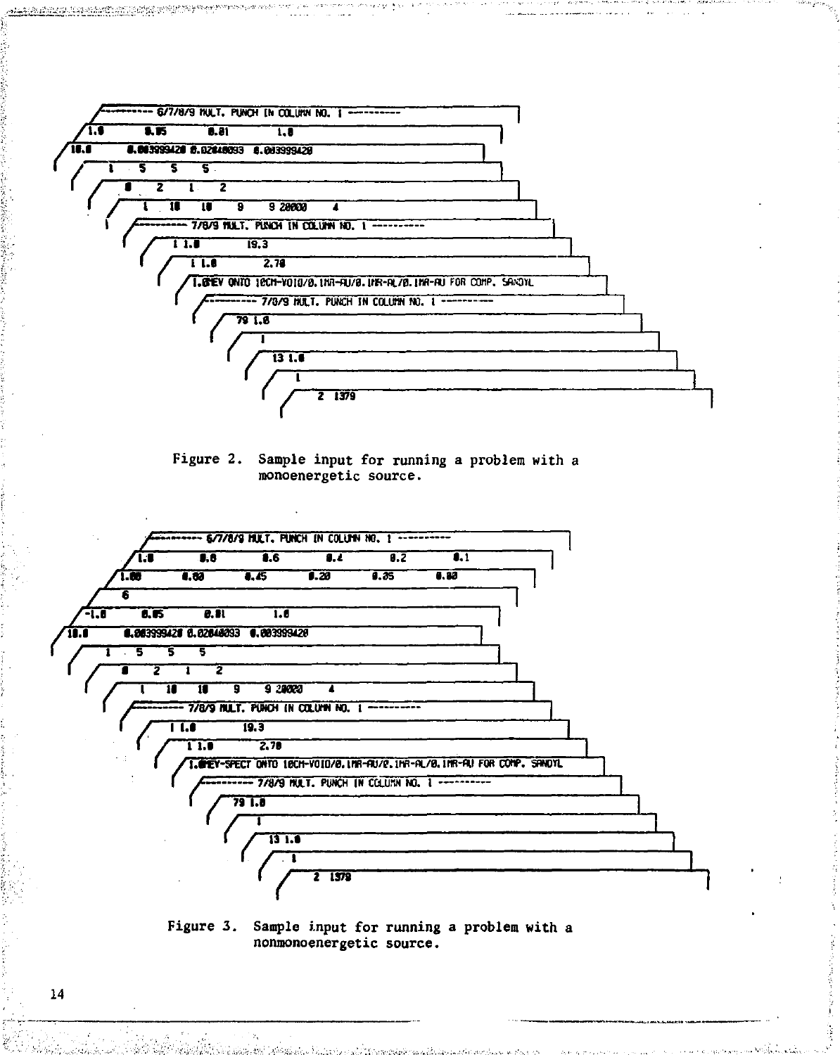```
---------- 6/7/8/9 MULT. PUNCH IN COLUMN NO. 1 ----------
1.0        0.05        0.01        1.0
10.0       0.003999420 0.02040093  0.003999420
   1    5    5    5
   0    2    1    2
   1   10   10    9    9 20000     4
---------- 7/8/9 MULT. PUNCH IN COLUMN NO. 1 ----------
   1 1.0         19.3
   1 1.0          2.70
1.0MEV ONTO 10CM-VOID/0.1MR-AU/0.1MR-AL/0.1MR-AU FOR COMP. SANDYL
---------- 7/8/9 MULT. PUNCH IN COLUMN NO. 1 ----------
  79 1.0
   1
  13 1.0
   1
         2  1379
```

Figure 2. Sample input for running a problem with a monoenergetic source.

```
---------- 6/7/8/9 MULT. PUNCH IN COLUMN NO. 1 ----------
1.0        0.8         0.6         0.4         0.2         0.1
1.00       0.80        0.45        0.20        0.35        0.80
6
-1.0       0.05        0.01        1.0
10.0       0.003999420 0.02040093  0.003999420
   1    5    5    5
   0    2    1    2
   1   10   10    9    9 20000     4
---------- 7/8/9 MULT. PUNCH IN COLUMN NO. 1 ----------
   1 1.0         19.3
   1 1.0          2.70
1.0MEV-SPECT ONTO 10CM-VOID/0.1MR-AU/0.1MR-AL/0.1MR-AU FOR COMP. SANDYL
---------- 7/8/9 MULT. PUNCH IN COLUMN NO. 1 ----------
  79 1.0
   1
  13 1.0
   1
         2  1379
```

Figure 3. Sample input for running a problem with a nonmonoenergetic source.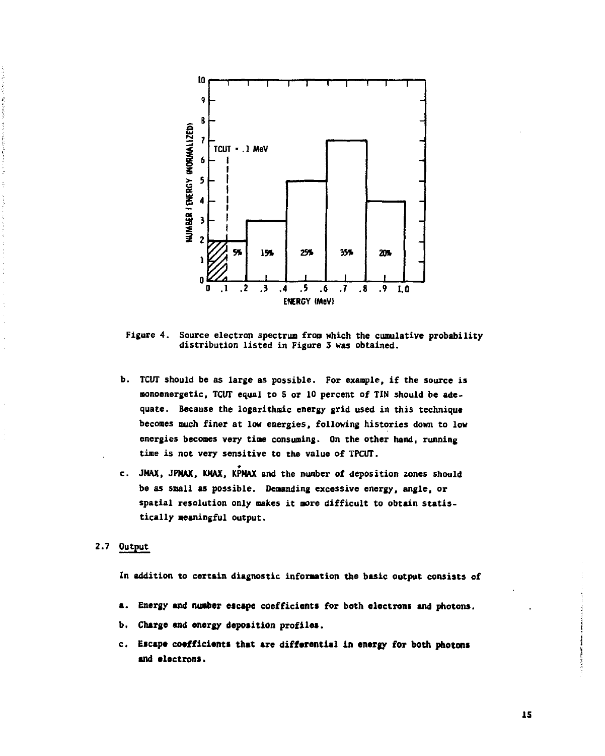Figure 4. Source electron spectrum from which the cumulative probability distribution listed in Figure 3 was obtained.

b. TCUT should be as large as possible. For example, if the source is monoenergetic, TCUT equal to 5 or 10 percent of TIN should be adequate. Because the logarithmic energy grid used in this technique becomes much finer at low energies, following histories down to low energies becomes very time consuming. On the other hand, running time is not very sensitive to the value of TPCUT.

c. JMAX, JPMAX, KMAX, KPMAX and the number of deposition zones should be as small as possible. Demanding excessive energy, angle, or spatial resolution only makes it more difficult to obtain statistically meaningful output.

## 2.7 Output

In addition to certain diagnostic information the basic output consists of

a. Energy and number escape coefficients for both electrons and photons.

b. Charge and energy deposition profiles.

c. Escape coefficients that are differential in energy for both photons and electrons.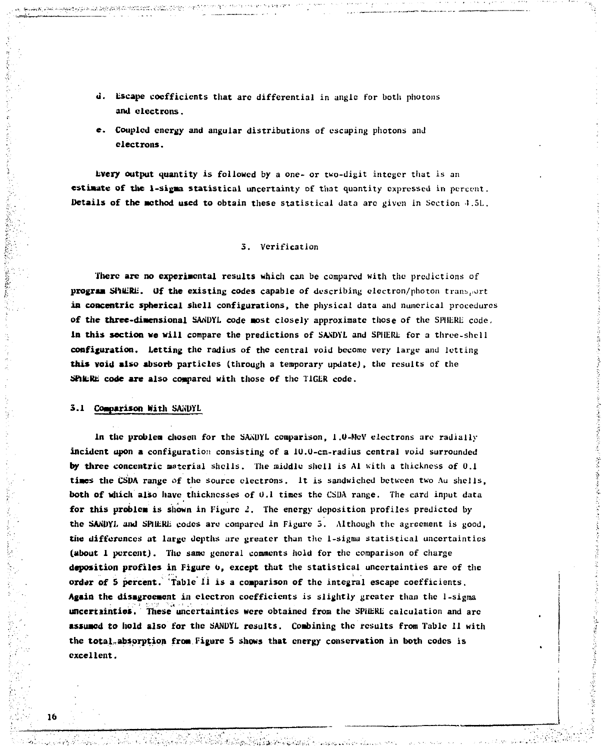d. Escape coefficients that are differential in angle for both photons and electrons.

e. Coupled energy and angular distributions of escaping photons and electrons.

Every output quantity is followed by a one- or two-digit integer that is an estimate of the 1-sigma statistical uncertainty of that quantity expressed in percent. Details of the method used to obtain these statistical data are given in Section 4.5L.

## 3. Verification

There are no experimental results which can be compared with the predictions of program SPHERE. Of the existing codes capable of describing electron/photon transport in concentric spherical shell configurations, the physical data and numerical procedures of the three-dimensional SANDYL code most closely approximate those of the SPHERE code. In this section we will compare the predictions of SANDYL and SPHERE for a three-shell configuration. Letting the radius of the central void become very large and letting this void also absorb particles (through a temporary update), the results of the SPHERE code are also compared with those of the TIGER code.

### 3.1 Comparison With SANDYL

In the problem chosen for the SANDYL comparison, 1.0-MeV electrons are radially incident upon a configuration consisting of a 10.0-cm-radius central void surrounded by three concentric material shells. The middle shell is Al with a thickness of 0.1 times the CSDA range of the source electrons. It is sandwiched between two Au shells, both of which also have thicknesses of 0.1 times the CSDA range. The card input data for this problem is shown in Figure 2. The energy deposition profiles predicted by the SANDYL and SPHERE codes are compared in Figure 5. Although the agreement is good, the differences at large depths are greater than the 1-sigma statistical uncertainties (about 1 percent). The same general comments hold for the comparison of charge deposition profiles in Figure 6, except that the statistical uncertainties are of the order of 5 percent. Table II is a comparison of the integral escape coefficients. Again the disagreement in electron coefficients is slightly greater than the 1-sigma uncertainties. These uncertainties were obtained from the SPHERE calculation and are assumed to hold also for the SANDYL results. Combining the results from Table II with the total absorption from Figure 5 shows that energy conservation in both codes is excellent.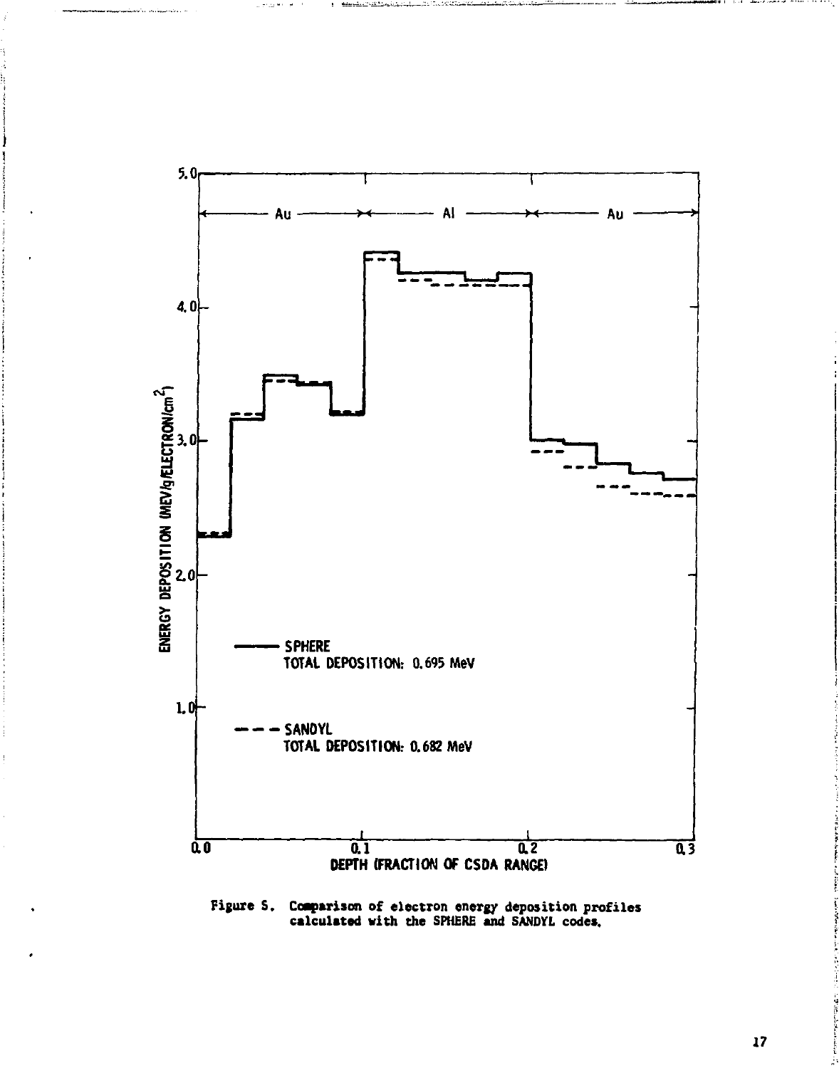Figure 5. Comparison of electron energy deposition profiles calculated with the SPHERE and SANDYL codes.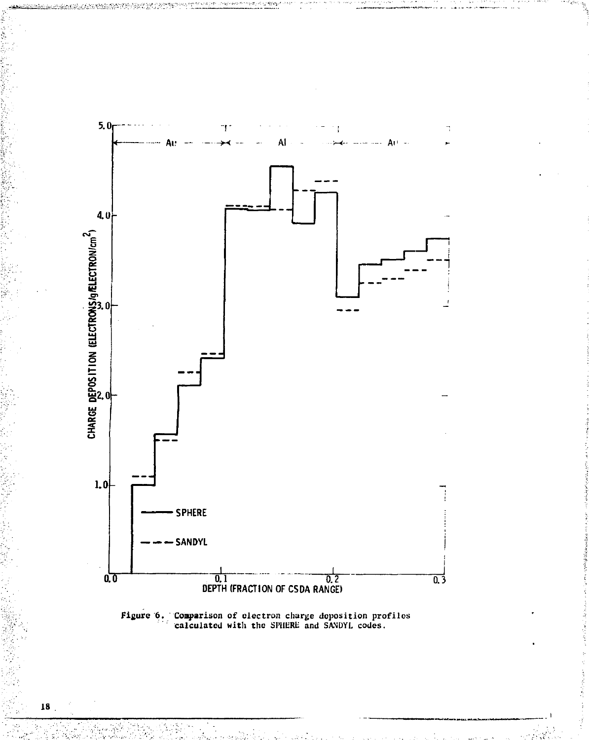Figure 6. Comparison of electron charge deposition profiles calculated with the SPHERE and SANDYL codes.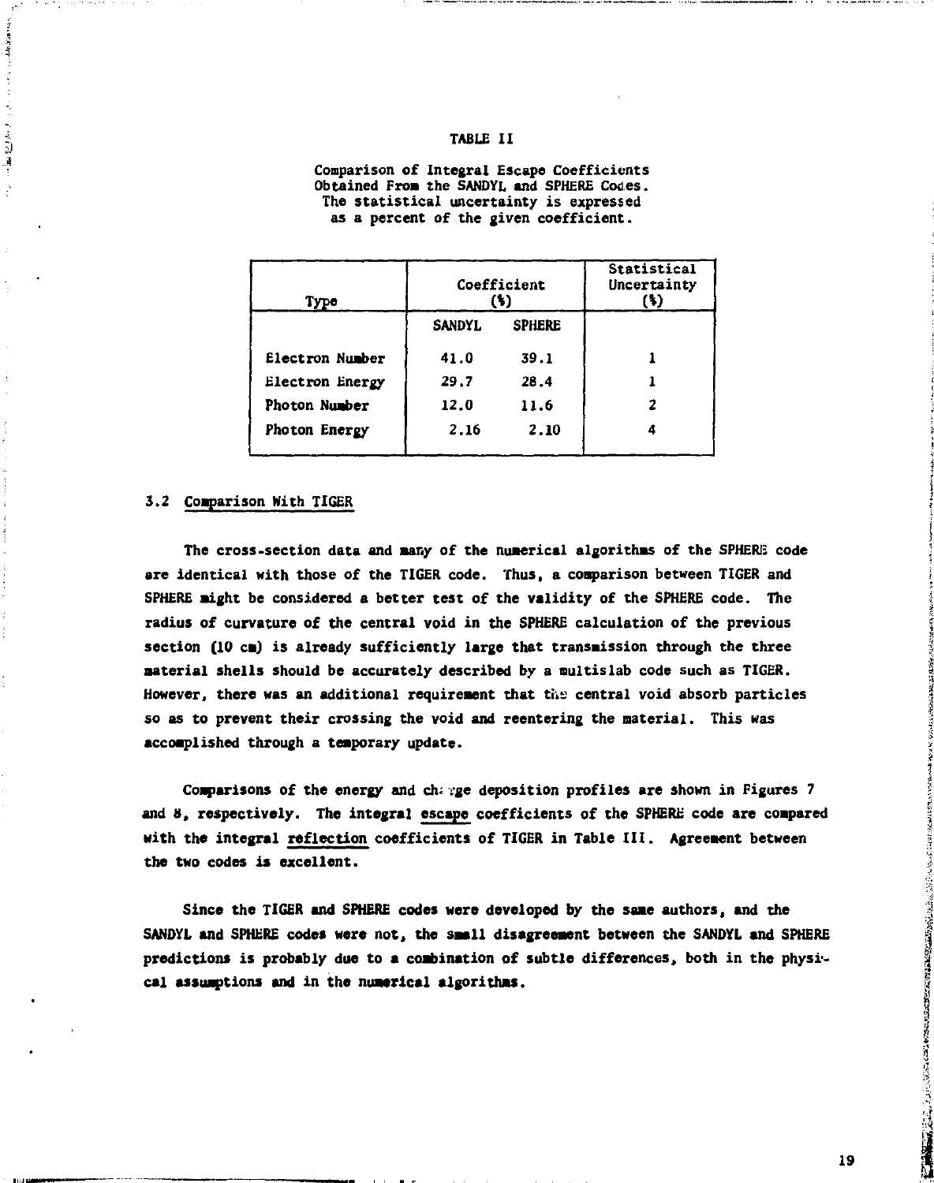TABLE II

Comparison of Integral Escape Coefficients Obtained From the SANDYL and SPHERE Codes. The statistical uncertainty is expressed as a percent of the given coefficient.

| Type | Coefficient (%) | | Statistical Uncertainty (%) |
|---|---|---|---|
| | SANDYL | SPHERE | |
| Electron Number | 41.0 | 39.1 | 1 |
| Electron Energy | 29.7 | 28.4 | 1 |
| Photon Number | 12.0 | 11.6 | 2 |
| Photon Energy | 2.16 | 2.10 | 4 |

### 3.2 Comparison With TIGER

The cross-section data and many of the numerical algorithms of the SPHERE code are identical with those of the TIGER code. Thus, a comparison between TIGER and SPHERE might be considered a better test of the validity of the SPHERE code. The radius of curvature of the central void in the SPHERE calculation of the previous section (10 cm) is already sufficiently large that transmission through the three material shells should be accurately described by a multislab code such as TIGER. However, there was an additional requirement that the central void absorb particles so as to prevent their crossing the void and reentering the material. This was accomplished through a temporary update.

Comparisons of the energy and charge deposition profiles are shown in Figures 7 and 8, respectively. The integral escape coefficients of the SPHERE code are compared with the integral reflection coefficients of TIGER in Table III. Agreement between the two codes is excellent.

Since the TIGER and SPHERE codes were developed by the same authors, and the SANDYL and SPHERE codes were not, the small disagreement between the SANDYL and SPHERE predictions is probably due to a combination of subtle differences, both in the physical assumptions and in the numerical algorithms.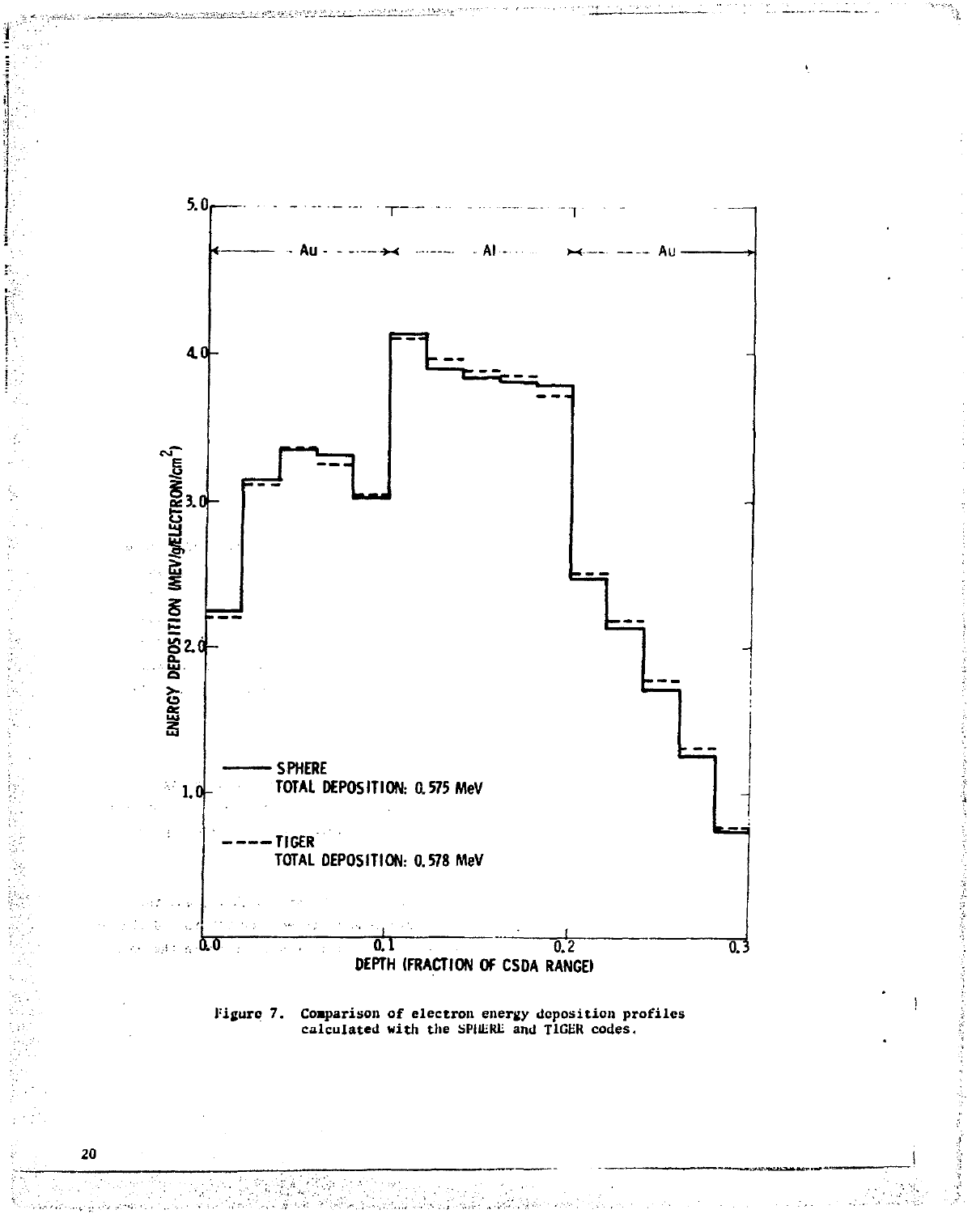Figure 7. Comparison of electron energy deposition profiles calculated with the SPHERE and TIGER codes.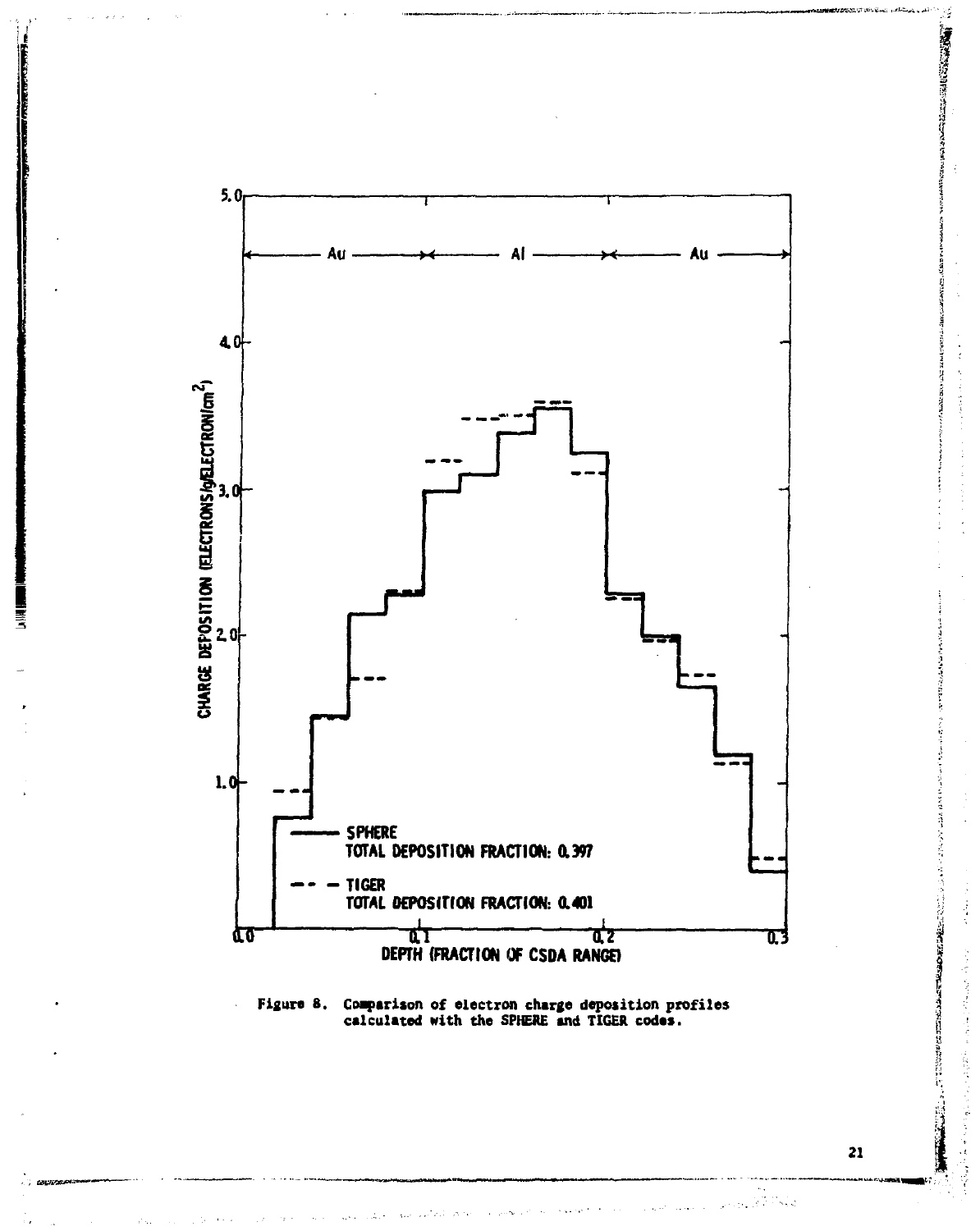Figure 8. Comparison of electron charge deposition profiles calculated with the SPHERE and TIGER codes.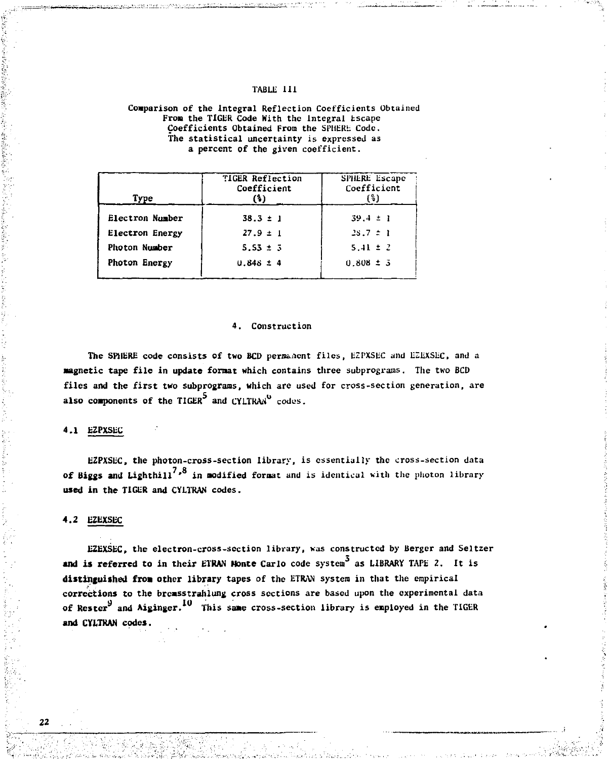TABLE III

Comparison of the Integral Reflection Coefficients Obtained From the TIGER Code With the Integral Escape Coefficients Obtained From the SPHERE Code. The statistical uncertainty is expressed as a percent of the given coefficient.

| Type | TIGER Reflection Coefficient (%) | SPHERE Escape Coefficient (%) |
|---|---|---|
| Electron Number | 38.3 ± 1 | 39.4 ± 1 |
| Electron Energy | 27.9 ± 1 | 28.7 ± 1 |
| Photon Number | 5.53 ± 3 | 5.41 ± 2 |
| Photon Energy | 0.848 ± 4 | 0.808 ± 3 |

## 4. Construction

The SPHERE code consists of two BCD permanent files, EZPXSEC and EZEXSEC, and a magnetic tape file in update format which contains three subprograms. The two BCD files and the first two subprograms, which are used for cross-section generation, are also components of the TIGER[5] and CYLTRAN[6] codes.

### 4.1 EZPXSEC

EZPXSEC, the photon-cross-section library, is essentially the cross-section data of Biggs and Lighthill[7,8] in modified format and is identical with the photon library used in the TIGER and CYLTRAN codes.

### 4.2 EZEXSEC

EZEXSEC, the electron-cross-section library, was constructed by Berger and Seltzer and is referred to in their ETRAN Monte Carlo code system[3] as LIBRARY TAPE 2. It is distinguished from other library tapes of the ETRAN system in that the empirical corrections to the bremsstrahlung cross sections are based upon the experimental data of Rester[9] and Aiginger.[10] This same cross-section library is employed in the TIGER and CYLTRAN codes.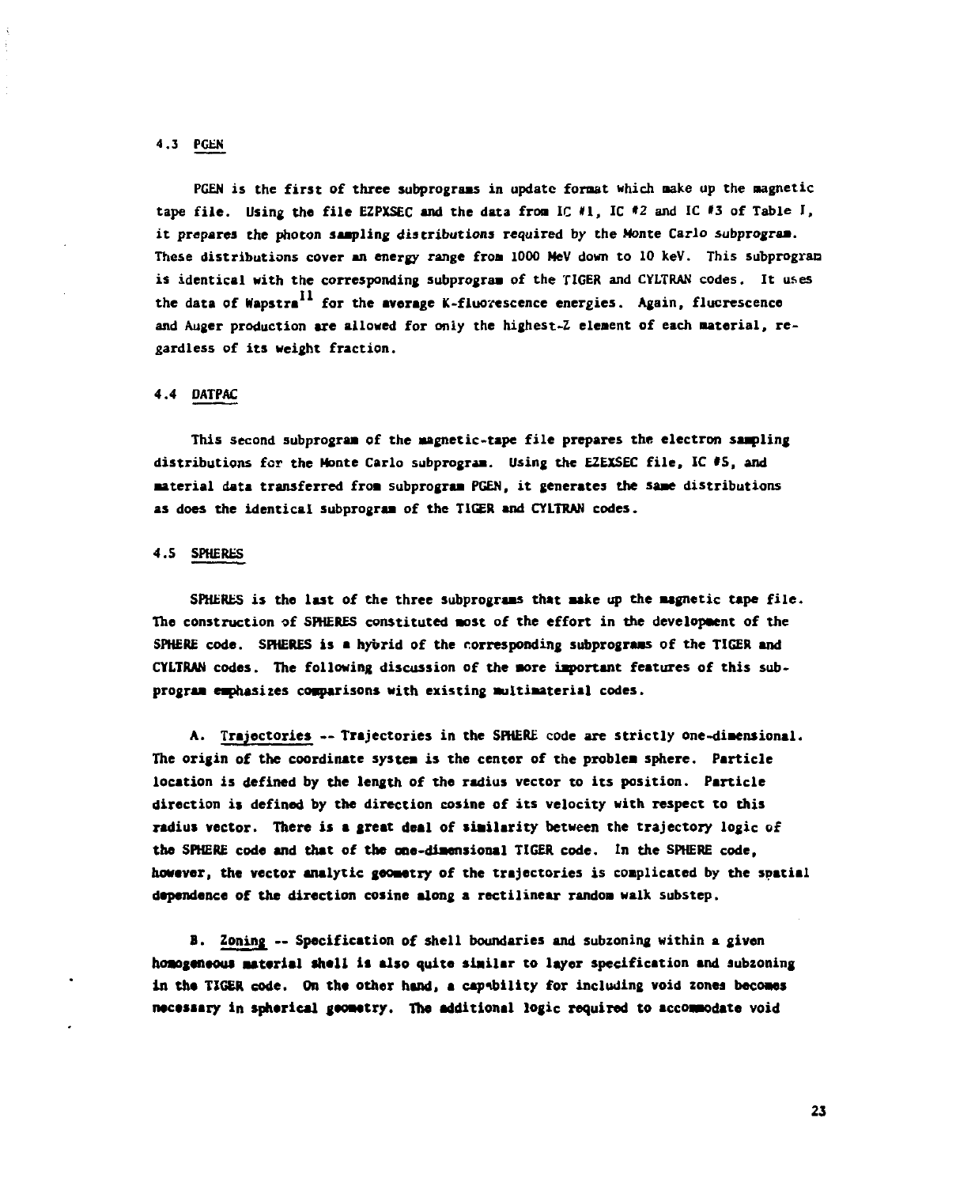### 4.3 PGEN

PGEN is the first of three subprograms in update format which make up the magnetic tape file. Using the file EZPXSEC and the data from IC #1, IC #2 and IC #3 of Table I, it prepares the photon sampling distributions required by the Monte Carlo subprogram. These distributions cover an energy range from 1000 MeV down to 10 keV. This subprogram is identical with the corresponding subprogram of the TIGER and CYLTRAN codes. It uses the data of Wapstra[11] for the average K-fluorescence energies. Again, fluorescence and Auger production are allowed for only the highest-Z element of each material, regardless of its weight fraction.

### 4.4 DATPAC

This second subprogram of the magnetic-tape file prepares the electron sampling distributions for the Monte Carlo subprogram. Using the EZEXSEC file, IC #5, and material data transferred from subprogram PGEN, it generates the same distributions as does the identical subprogram of the TIGER and CYLTRAN codes.

### 4.5 SPHERES

SPHERES is the last of the three subprograms that make up the magnetic tape file. The construction of SPHERES constituted most of the effort in the development of the SPHERE code. SPHERES is a hybrid of the corresponding subprograms of the TIGER and CYLTRAN codes. The following discussion of the more important features of this subprogram emphasizes comparisons with existing multimaterial codes.

A. Trajectories -- Trajectories in the SPHERE code are strictly one-dimensional. The origin of the coordinate system is the center of the problem sphere. Particle location is defined by the length of the radius vector to its position. Particle direction is defined by the direction cosine of its velocity with respect to this radius vector. There is a great deal of similarity between the trajectory logic of the SPHERE code and that of the one-dimensional TIGER code. In the SPHERE code, however, the vector analytic geometry of the trajectories is complicated by the spatial dependence of the direction cosine along a rectilinear random walk substep.

B. Zoning -- Specification of shell boundaries and subzoning within a given homogeneous material shell is also quite similar to layer specification and subzoning in the TIGER code. On the other hand, a capability for including void zones becomes necessary in spherical geometry. The additional logic required to accommodate void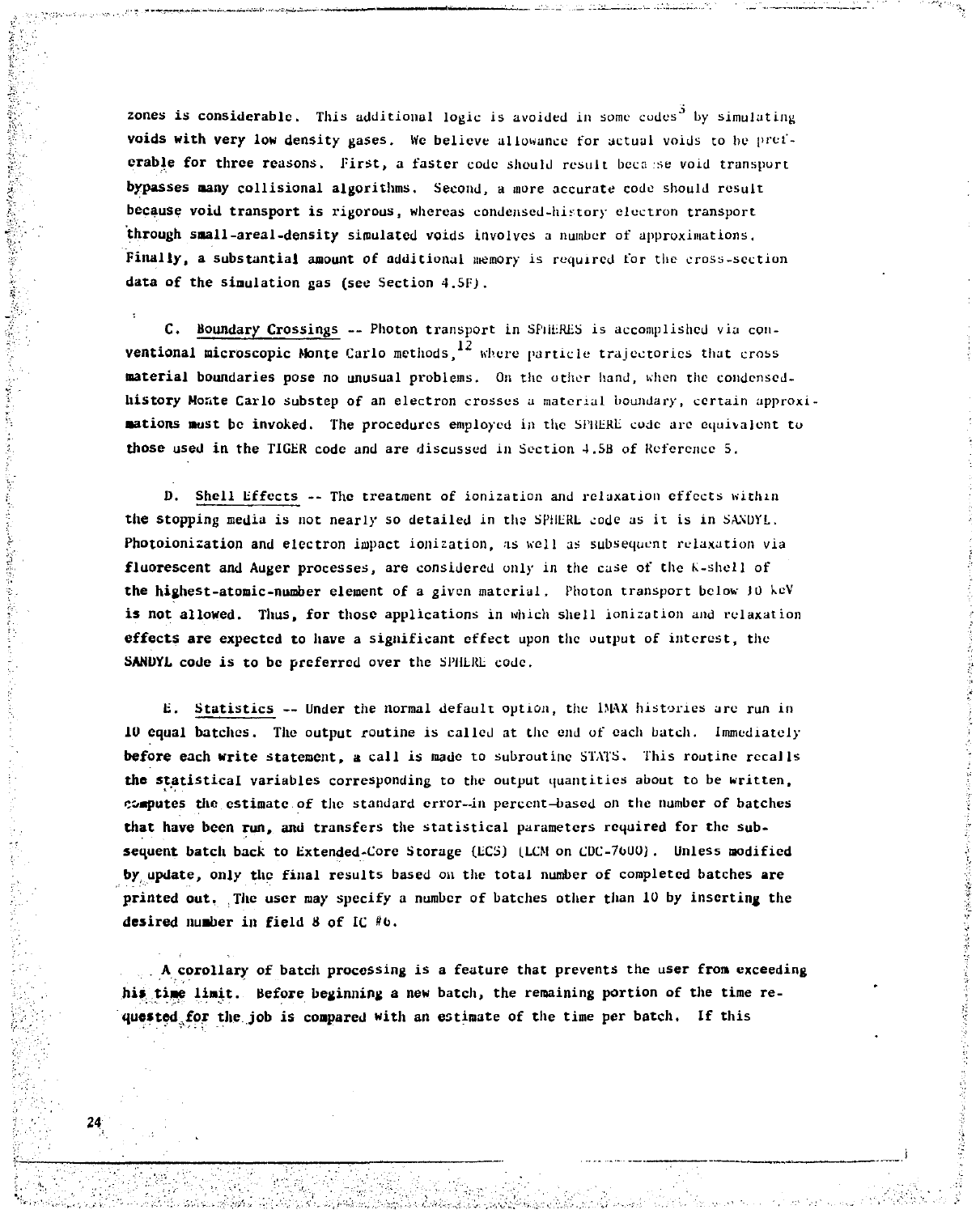zones is considerable. This additional logic is avoided in some codes[5] by simulating voids with very low density gases. We believe allowance for actual voids to be preferable for three reasons. First, a faster code should result because void transport bypasses many collisional algorithms. Second, a more accurate code should result because void transport is rigorous, whereas condensed-history electron transport through small-areal-density simulated voids involves a number of approximations. Finally, a substantial amount of additional memory is required for the cross-section data of the simulation gas (see Section 4.5F).

C. Boundary Crossings -- Photon transport in SPHERES is accomplished via conventional microscopic Monte Carlo methods,[12] where particle trajectories that cross material boundaries pose no unusual problems. On the other hand, when the condensed-history Monte Carlo substep of an electron crosses a material boundary, certain approximations must be invoked. The procedures employed in the SPHERE code are equivalent to those used in the TIGER code and are discussed in Section 4.5B of Reference 5.

D. Shell Effects -- The treatment of ionization and relaxation effects within the stopping media is not nearly so detailed in the SPHERE code as it is in SANDYL. Photoionization and electron impact ionization, as well as subsequent relaxation via fluorescent and Auger processes, are considered only in the case of the K-shell of the highest-atomic-number element of a given material. Photon transport below 10 keV is not allowed. Thus, for those applications in which shell ionization and relaxation effects are expected to have a significant effect upon the output of interest, the SANDYL code is to be preferred over the SPHERE code.

E. Statistics -- Under the normal default option, the IMAX histories are run in 10 equal batches. The output routine is called at the end of each batch. Immediately before each write statement, a call is made to subroutine STATS. This routine recalls the statistical variables corresponding to the output quantities about to be written, computes the estimate of the standard error--in percent--based on the number of batches that have been run, and transfers the statistical parameters required for the subsequent batch back to Extended-Core Storage (ECS) (LCM on CDC-7600). Unless modified by update, only the final results based on the total number of completed batches are printed out. The user may specify a number of batches other than 10 by inserting the desired number in field 8 of IC #6.

A corollary of batch processing is a feature that prevents the user from exceeding his time limit. Before beginning a new batch, the remaining portion of the time requested for the job is compared with an estimate of the time per batch. If this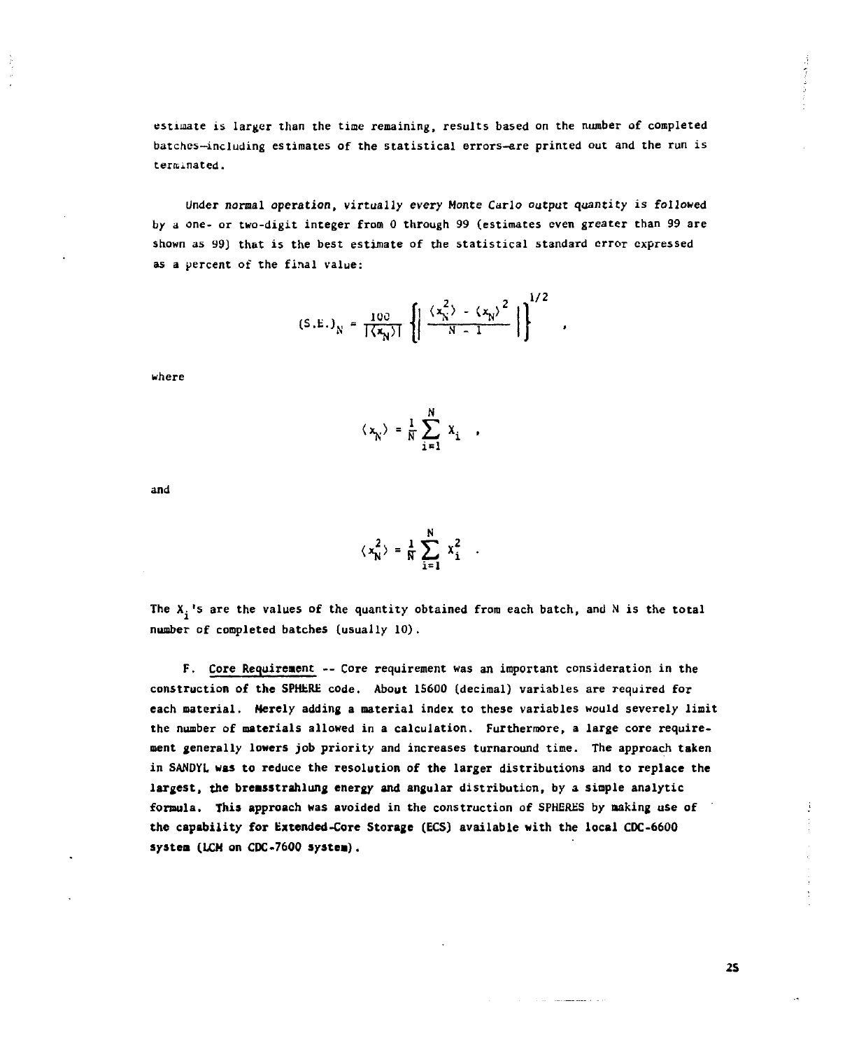estimate is larger than the time remaining, results based on the number of completed batches—including estimates of the statistical errors—are printed out and the run is terminated.

Under normal operation, virtually every Monte Carlo output quantity is followed by a one- or two-digit integer from 0 through 99 (estimates even greater than 99 are shown as 99) that is the best estimate of the statistical standard error expressed as a percent of the final value:

$$(S.E.)_N = \frac{100}{|\langle x_N \rangle|} \left\{ \left| \frac{\langle x_N^2 \rangle - \langle x_N \rangle^2}{N - 1} \right| \right\}^{1/2} ,$$

where

$$\langle x_N \rangle = \frac{1}{N} \sum_{i=1}^{N} x_i ,$$

and

$$\langle x_N^2 \rangle = \frac{1}{N} \sum_{i=1}^{N} x_i^2 .$$

The $X_i$'s are the values of the quantity obtained from each batch, and N is the total number of completed batches (usually 10).

F. Core Requirement -- Core requirement was an important consideration in the construction of the SPHERE code. About 15600 (decimal) variables are required for each material. Merely adding a material index to these variables would severely limit the number of materials allowed in a calculation. Furthermore, a large core requirement generally lowers job priority and increases turnaround time. The approach taken in SANDYL was to reduce the resolution of the larger distributions and to replace the largest, the bremsstrahlung energy and angular distribution, by a simple analytic formula. This approach was avoided in the construction of SPHERES by making use of the capability for Extended-Core Storage (ECS) available with the local CDC-6600 system (LCM on CDC-7600 system).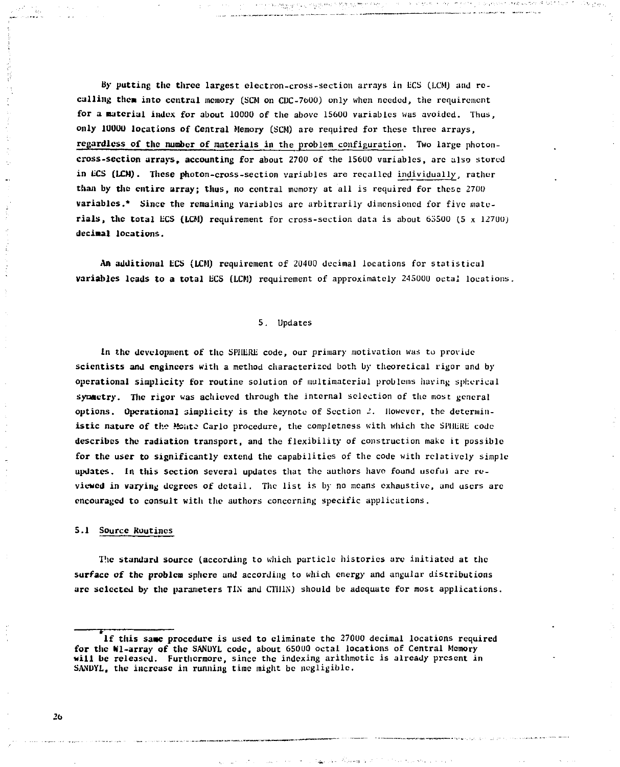By putting the three largest electron-cross-section arrays in ECS (LCM) and recalling them into central memory (SCM on CDC-7600) only when needed, the requirement for a material index for about 10000 of the above 15600 variables was avoided. Thus, only 10000 locations of Central Memory (SCM) are required for these three arrays, regardless of the number of materials in the problem configuration. Two large photon-cross-section arrays, accounting for about 2700 of the 15600 variables, are also stored in ECS (LCM). These photon-cross-section variables are recalled individually, rather than by the entire array; thus, no central memory at all is required for these 2700 variables.* Since the remaining variables are arbitrarily dimensioned for five materials, the total ECS (LCM) requirement for cross-section data is about 63500 (5 x 12700) decimal locations.

An additional ECS (LCM) requirement of 20400 decimal locations for statistical variables leads to a total ECS (LCM) requirement of approximately 245000 octal locations.

## 5. Updates

In the development of the SPHERE code, our primary motivation was to provide scientists and engineers with a method characterized both by theoretical rigor and by operational simplicity for routine solution of multimaterial problems having spherical symmetry. The rigor was achieved through the internal selection of the most general options. Operational simplicity is the keynote of Section 2. However, the deterministic nature of the Monte Carlo procedure, the completness with which the SPHERE code describes the radiation transport, and the flexibility of construction make it possible for the user to significantly extend the capabilities of the code with relatively simple updates. In this section several updates that the authors have found useful are reviewed in varying degrees of detail. The list is by no means exhaustive, and users are encouraged to consult with the authors concerning specific applications.

### 5.1 Source Routines

The standard source (according to which particle histories are initiated at the surface of the problem sphere and according to which energy and angular distributions are selected by the parameters TIN and CTHIN) should be adequate for most applications.

---

*If this same procedure is used to eliminate the 27000 decimal locations required for the W1-array of the SANDYL code, about 65000 octal locations of Central Memory will be released. Furthermore, since the indexing arithmetic is already present in SANDYL, the increase in running time might be negligible.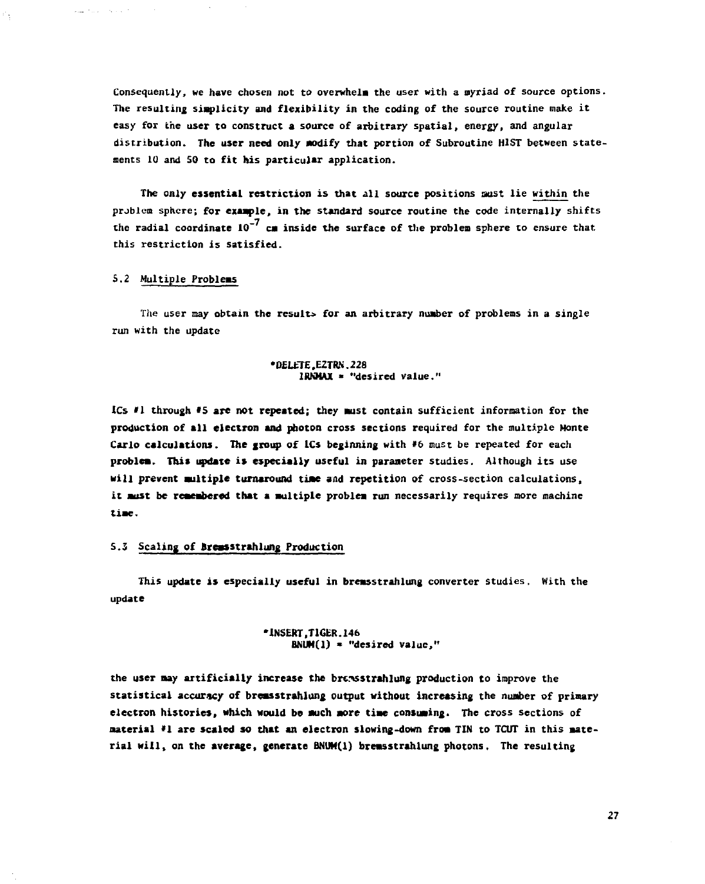Consequently, we have chosen not to overwhelm the user with a myriad of source options. The resulting simplicity and flexibility in the coding of the source routine make it easy for the user to construct a source of arbitrary spatial, energy, and angular distribution. The user need only modify that portion of Subroutine HIST between statements 10 and 50 to fit his particular application.

The only essential restriction is that all source positions must lie within the problem sphere; for example, in the standard source routine the code internally shifts the radial coordinate $10^{-7}$ cm inside the surface of the problem sphere to ensure that this restriction is satisfied.

## 5.2 Multiple Problems

The user may obtain the results for an arbitrary number of problems in a single run with the update

```
*DELETE,EZTRN.228
     IRNMAX = "desired value."
```

ICs #1 through #5 are not repeated; they must contain sufficient information for the production of all electron and photon cross sections required for the multiple Monte Carlo calculations. The group of ICs beginning with #6 must be repeated for each problem. This update is especially useful in parameter studies. Although its use will prevent multiple turnaround time and repetition of cross-section calculations, it must be remembered that a multiple problem run necessarily requires more machine time.

## 5.3 Scaling of Bremsstrahlung Production

This update is especially useful in bremsstrahlung converter studies. With the update

```
*INSERT,TIGER.146
     BNUM(1) = "desired value,"
```

the user may artificially increase the bremsstrahlung production to improve the statistical accuracy of bremsstrahlung output without increasing the number of primary electron histories, which would be much more time consuming. The cross sections of material #1 are scaled so that an electron slowing-down from TIN to TCUT in this material will, on the average, generate BNUM(1) bremsstrahlung photons. The resulting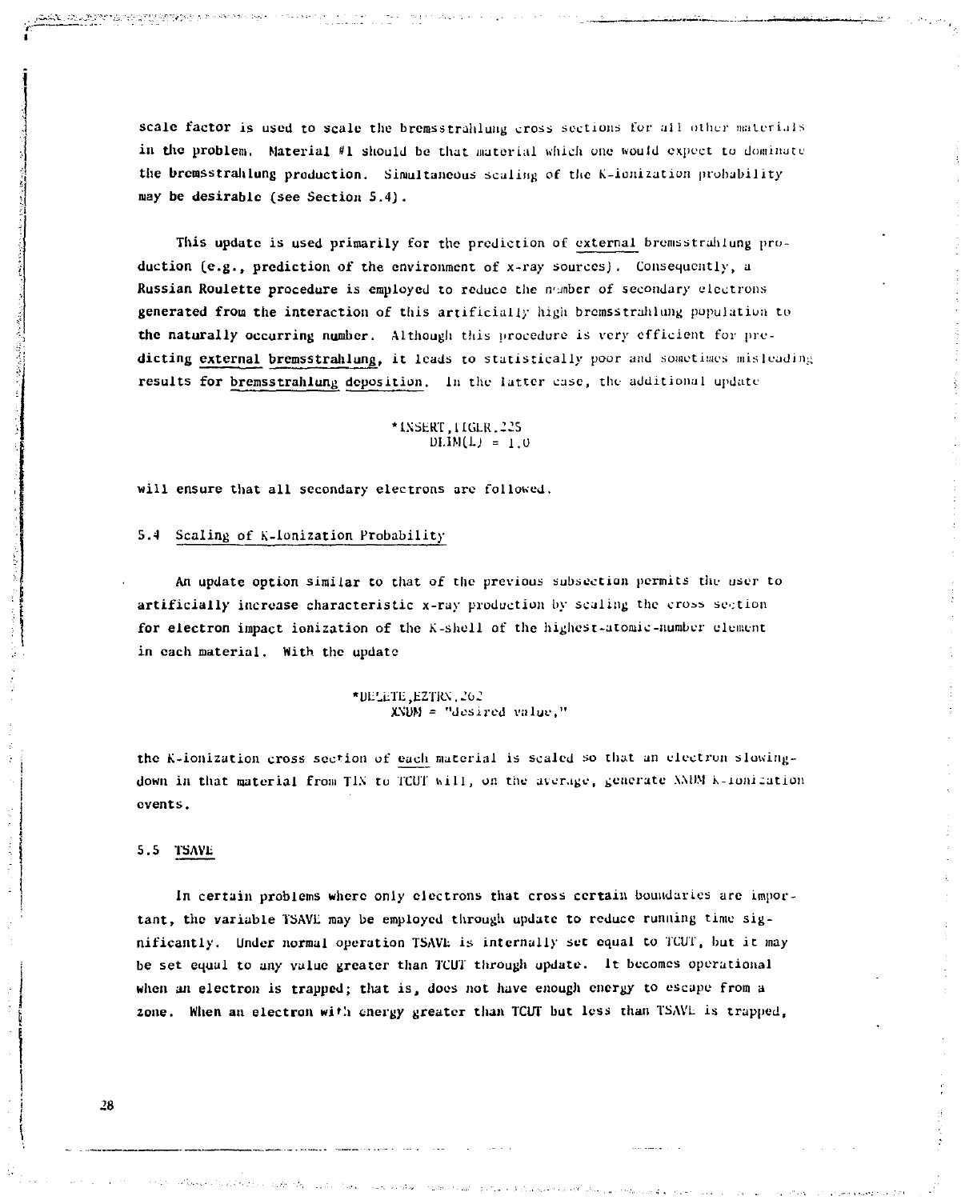scale factor is used to scale the bremsstrahlung cross sections for all other materials in the problem. Material #1 should be that material which one would expect to dominate the bremsstrahlung production. Simultaneous scaling of the K-ionization probability may be desirable (see Section 5.4).

This update is used primarily for the prediction of <u>external</u> bremsstrahlung production (e.g., prediction of the environment of x-ray sources). Consequently, a Russian Roulette procedure is employed to reduce the number of secondary electrons generated from the interaction of this artificially high bremsstrahlung population to the naturally occurring number. Although this procedure is very efficient for predicting <u>external bremsstrahlung</u>, it leads to statistically poor and sometimes misleading results for <u>bremsstrahlung deposition</u>. In the latter case, the additional update

```
*INSERT,TIGER.225
     DLIM(L) = 1.0
```

will ensure that all secondary electrons are followed.

## 5.4 Scaling of K-Ionization Probability

An update option similar to that of the previous subsection permits the user to artificially increase characteristic x-ray production by scaling the cross section for electron impact ionization of the K-shell of the highest-atomic-number element in each material. With the update

```
*DELETE,EZTRN.262
     XNUM = "desired value,"
```

the K-ionization cross section of <u>each</u> material is scaled so that an electron slowing-down in that material from TIN to TCUT will, on the average, generate XNUM K-ionization events.

## 5.5 TSAVE

In certain problems where only electrons that cross certain boundaries are important, the variable TSAVE may be employed through update to reduce running time significantly. Under normal operation TSAVE is internally set equal to TCUT, but it may be set equal to any value greater than TCUT through update. It becomes operational when an electron is trapped; that is, does not have enough energy to escape from a zone. When an electron with energy greater than TCUT but less than TSAVE is trapped,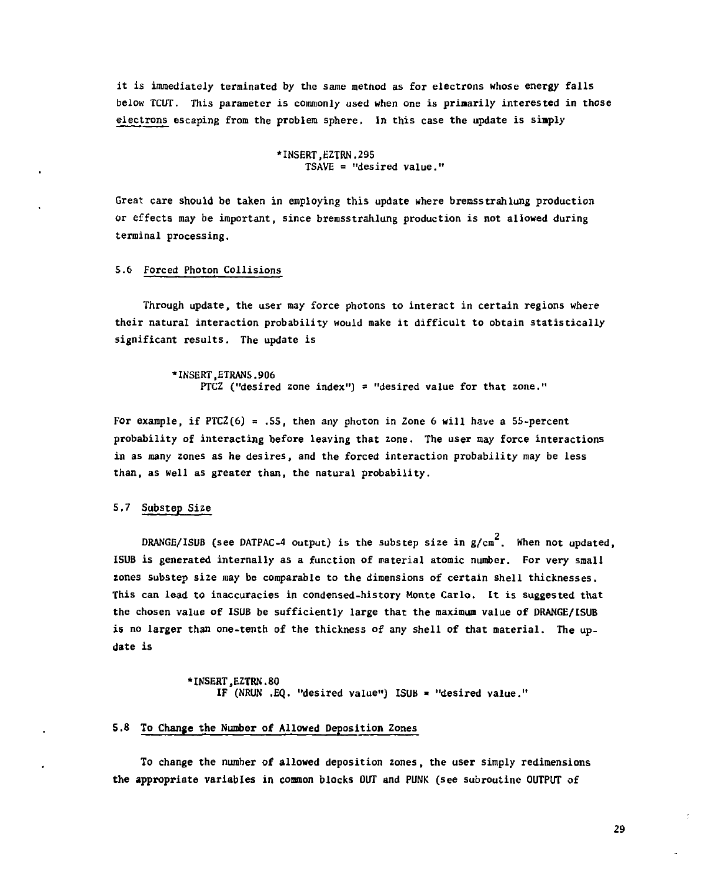it is immediately terminated by the same method as for electrons whose energy falls below TCUT. This parameter is commonly used when one is primarily interested in those electrons escaping from the problem sphere. In this case the update is simply

```
*INSERT,EZTRN.295
     TSAVE = "desired value."
```

Great care should be taken in employing this update where bremsstrahlung production or effects may be important, since bremsstrahlung production is not allowed during terminal processing.

### 5.6 Forced Photon Collisions

Through update, the user may force photons to interact in certain regions where their natural interaction probability would make it difficult to obtain statistically significant results. The update is

```
*INSERT,ETRANS.906
     PTCZ ("desired zone index") = "desired value for that zone."
```

For example, if PTCZ(6) = .55, then any photon in Zone 6 will have a 55-percent probability of interacting before leaving that zone. The user may force interactions in as many zones as he desires, and the forced interaction probability may be less than, as well as greater than, the natural probability.

### 5.7 Substep Size

DRANGE/ISUB (see DATPAC-4 output) is the substep size in g/cm$^2$. When not updated, ISUB is generated internally as a function of material atomic number. For very small zones substep size may be comparable to the dimensions of certain shell thicknesses. This can lead to inaccuracies in condensed-history Monte Carlo. It is suggested that the chosen value of ISUB be sufficiently large that the maximum value of DRANGE/ISUB is no larger than one-tenth of the thickness of any shell of that material. The update is

```
*INSERT,EZTRN.80
     IF (NRUN .EQ. "desired value") ISUB = "desired value."
```

### 5.8 To Change the Number of Allowed Deposition Zones

To change the number of allowed deposition zones, the user simply redimensions the appropriate variables in common blocks OUT and PUNK (see subroutine OUTPUT of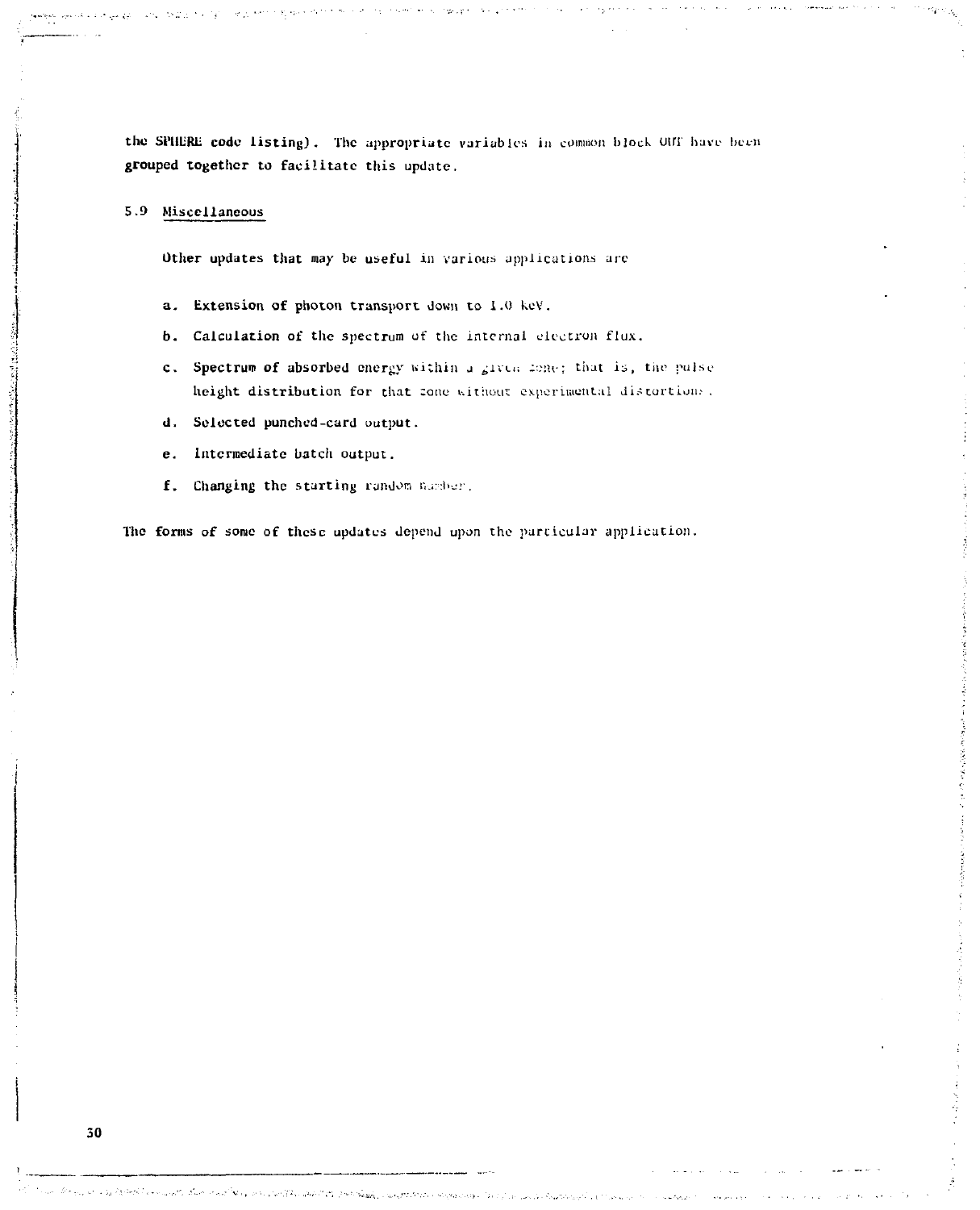the SPHERE code listing). The appropriate variables in common block OUT have been grouped together to facilitate this update.

### 5.9 Miscellaneous

Other updates that may be useful in various applications are

a. Extension of photon transport down to 1.0 keV.

b. Calculation of the spectrum of the internal electron flux.

c. Spectrum of absorbed energy within a given zone; that is, the pulse height distribution for that zone without experimental distortions.

d. Selected punched-card output.

e. Intermediate batch output.

f. Changing the starting random number.

The forms of some of these updates depend upon the particular application.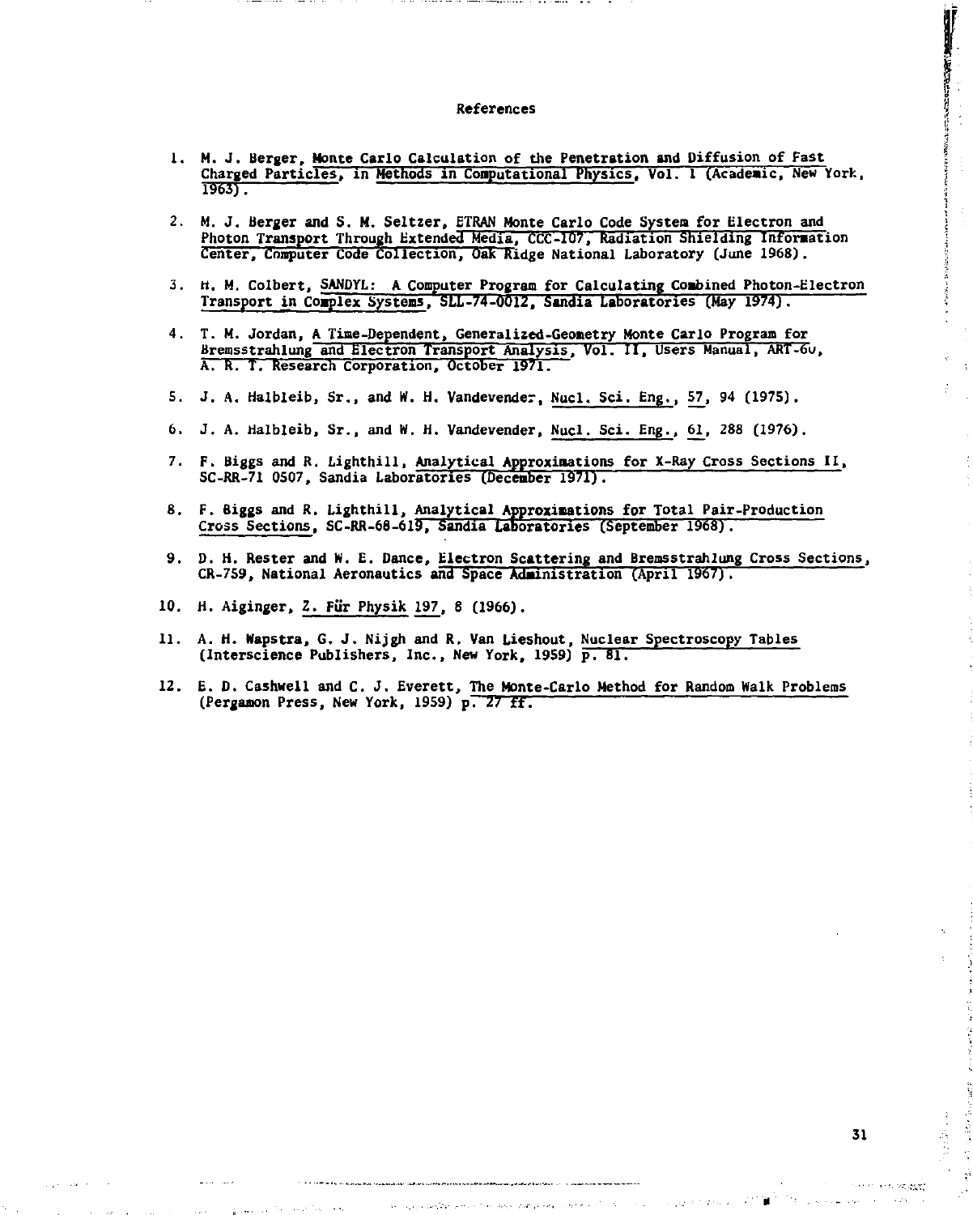## References

1. M. J. Berger, Monte Carlo Calculation of the Penetration and Diffusion of Fast Charged Particles, in Methods in Computational Physics, Vol. 1 (Academic, New York, 1963).

2. M. J. Berger and S. M. Seltzer, ETRAN Monte Carlo Code System for Electron and Photon Transport Through Extended Media, CCC-107, Radiation Shielding Information Center, Computer Code Collection, Oak Ridge National Laboratory (June 1968).

3. H. M. Colbert, SANDYL: A Computer Program for Calculating Combined Photon-Electron Transport in Complex Systems, SLL-74-0012, Sandia Laboratories (May 1974).

4. T. M. Jordan, A Time-Dependent, Generalized-Geometry Monte Carlo Program for Bremsstrahlung and Electron Transport Analysis, Vol. II, Users Manual, ART-60, A. R. T. Research Corporation, October 1971.

5. J. A. Halbleib, Sr., and W. H. Vandevender, Nucl. Sci. Eng., 57, 94 (1975).

6. J. A. Halbleib, Sr., and W. H. Vandevender, Nucl. Sci. Eng., 61, 288 (1976).

7. F. Biggs and R. Lighthill, Analytical Approximations for X-Ray Cross Sections II, SC-RR-71 0507, Sandia Laboratories (December 1971).

8. F. Biggs and R. Lighthill, Analytical Approximations for Total Pair-Production Cross Sections, SC-RR-68-619, Sandia Laboratories (September 1968).

9. D. H. Rester and W. E. Dance, Electron Scattering and Bremsstrahlung Cross Sections, CR-759, National Aeronautics and Space Administration (April 1967).

10. H. Aiginger, Z. Für Physik 197, 8 (1966).

11. A. H. Wapstra, G. J. Nijgh and R. Van Lieshout, Nuclear Spectroscopy Tables (Interscience Publishers, Inc., New York, 1959) p. 81.

12. E. D. Cashwell and C. J. Everett, The Monte-Carlo Method for Random Walk Problems (Pergamon Press, New York, 1959) p. 27 ff.